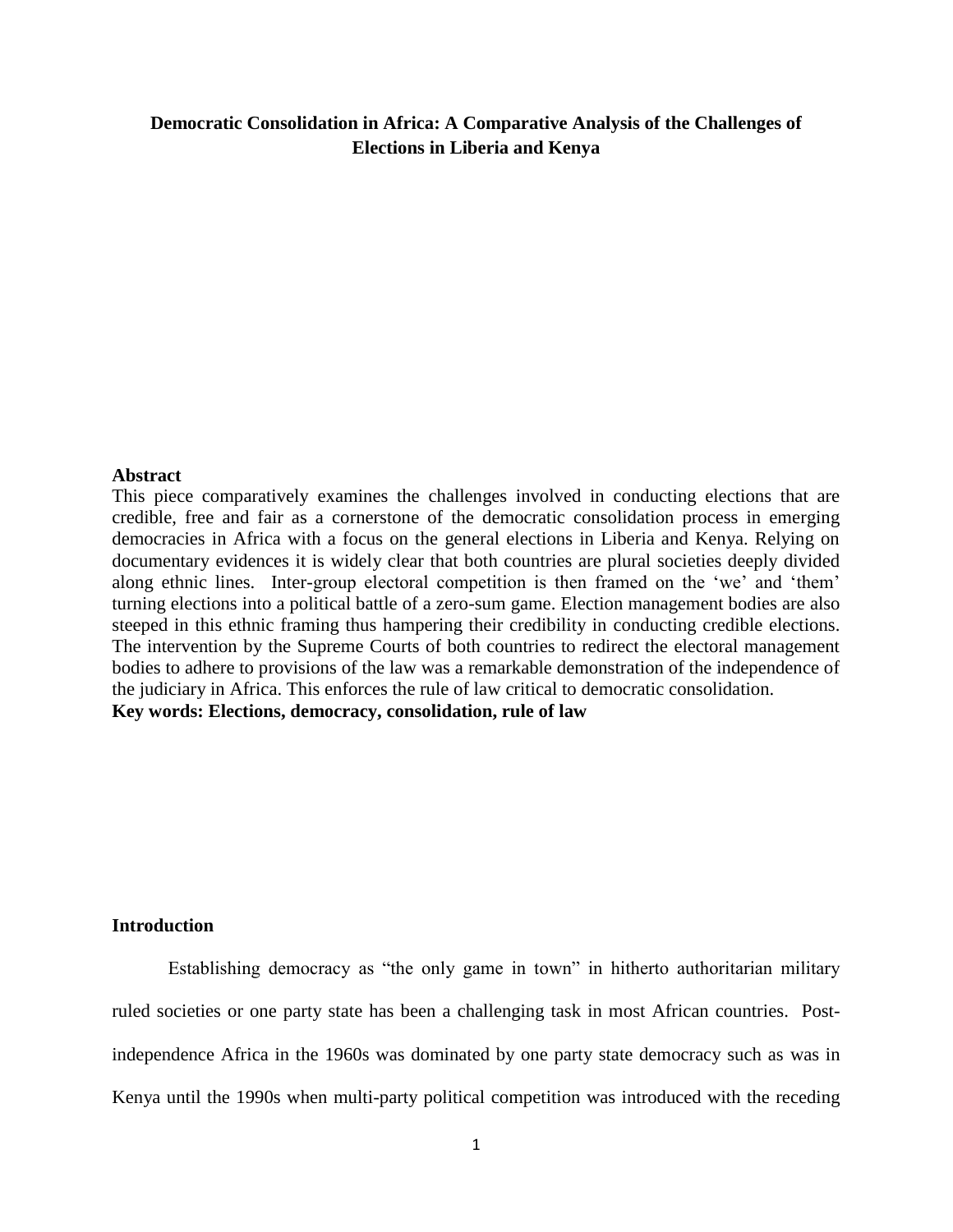# Democratic Consolidation in Africa: A Comparative Analysis of the Challenges of Elections in Liberia and Kenya

## Abstract

This piece comparatively examines the challenges involved in conducting elections that are credible, free and fair as a cornerstone of the democratic consolidation process in emerging democracies in Africa with a focus on the general elections in Liberia and Kenya. Relying on documentary evidences it is widely clear that both countries are plural societies deeply divided along ethnic lines. Inter-group electoral competition is then framed on the 'we' and 'them' turning elections into a political battle of a zero-sum game. Election management bodies are also steeped in this ethnic framing thus hampering their credibility in conducting credible elections. The intervention by the Supreme Courts of both countries to redirect the electoral management bodies to adhere to provisions of the law was a remarkable demonstration of the independence of the judiciary in Africa. This enforces the rule of law critical to democratic consolidation.

**Key words: Elections, democracy, consolidation, rule of law**

## Introduction

Establishing democracy as "the only game in town" in hitherto authoritarian military ruled societies or one party state has been a challenging task in most African countries. Post-independence Africa in the 1960s was dominated by one party state democracy such as was in Kenya until the 1990s when multi-party political competition was introduced with the receding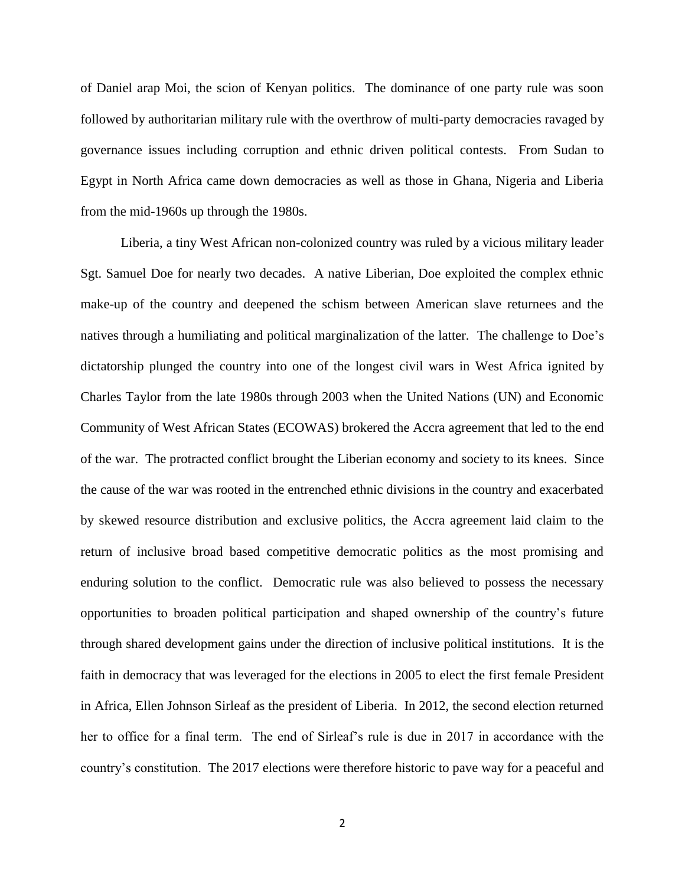of Daniel arap Moi, the scion of Kenyan politics. The dominance of one party rule was soon followed by authoritarian military rule with the overthrow of multi-party democracies ravaged by governance issues including corruption and ethnic driven political contests. From Sudan to Egypt in North Africa came down democracies as well as those in Ghana, Nigeria and Liberia from the mid-1960s up through the 1980s.

Liberia, a tiny West African non-colonized country was ruled by a vicious military leader Sgt. Samuel Doe for nearly two decades. A native Liberian, Doe exploited the complex ethnic make-up of the country and deepened the schism between American slave returnees and the natives through a humiliating and political marginalization of the latter. The challenge to Doe's dictatorship plunged the country into one of the longest civil wars in West Africa ignited by Charles Taylor from the late 1980s through 2003 when the United Nations (UN) and Economic Community of West African States (ECOWAS) brokered the Accra agreement that led to the end of the war. The protracted conflict brought the Liberian economy and society to its knees. Since the cause of the war was rooted in the entrenched ethnic divisions in the country and exacerbated by skewed resource distribution and exclusive politics, the Accra agreement laid claim to the return of inclusive broad based competitive democratic politics as the most promising and enduring solution to the conflict. Democratic rule was also believed to possess the necessary opportunities to broaden political participation and shaped ownership of the country's future through shared development gains under the direction of inclusive political institutions. It is the faith in democracy that was leveraged for the elections in 2005 to elect the first female President in Africa, Ellen Johnson Sirleaf as the president of Liberia. In 2012, the second election returned her to office for a final term. The end of Sirleaf's rule is due in 2017 in accordance with the country's constitution. The 2017 elections were therefore historic to pave way for a peaceful and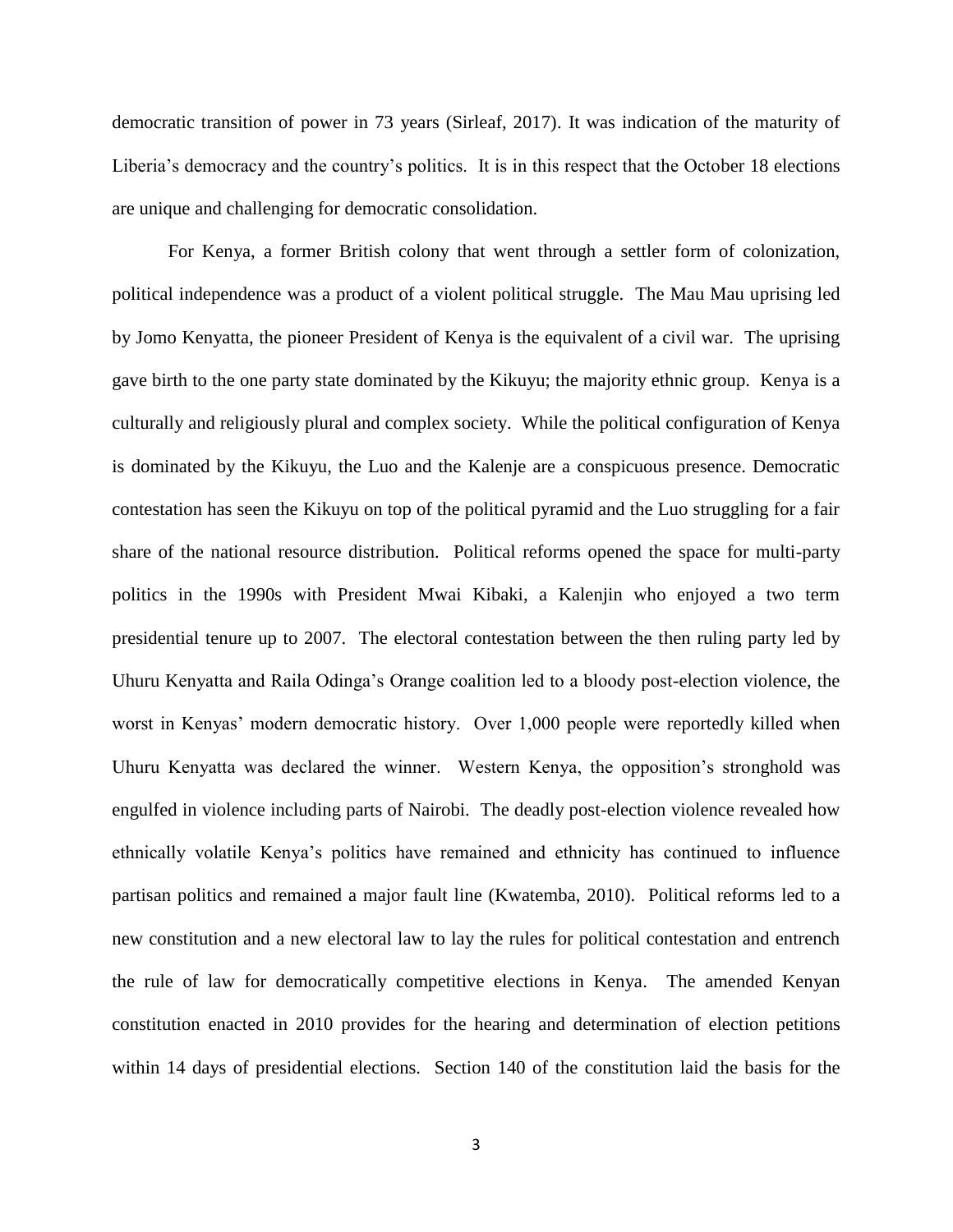democratic transition of power in 73 years (Sirleaf, 2017). It was indication of the maturity of Liberia's democracy and the country's politics. It is in this respect that the October 18 elections are unique and challenging for democratic consolidation.

For Kenya, a former British colony that went through a settler form of colonization, political independence was a product of a violent political struggle. The Mau Mau uprising led by Jomo Kenyatta, the pioneer President of Kenya is the equivalent of a civil war. The uprising gave birth to the one party state dominated by the Kikuyu; the majority ethnic group. Kenya is a culturally and religiously plural and complex society. While the political configuration of Kenya is dominated by the Kikuyu, the Luo and the Kalenje are a conspicuous presence. Democratic contestation has seen the Kikuyu on top of the political pyramid and the Luo struggling for a fair share of the national resource distribution. Political reforms opened the space for multi-party politics in the 1990s with President Mwai Kibaki, a Kalenjin who enjoyed a two term presidential tenure up to 2007. The electoral contestation between the then ruling party led by Uhuru Kenyatta and Raila Odinga's Orange coalition led to a bloody post-election violence, the worst in Kenyas' modern democratic history. Over 1,000 people were reportedly killed when Uhuru Kenyatta was declared the winner. Western Kenya, the opposition's stronghold was engulfed in violence including parts of Nairobi. The deadly post-election violence revealed how ethnically volatile Kenya's politics have remained and ethnicity has continued to influence partisan politics and remained a major fault line (Kwatemba, 2010). Political reforms led to a new constitution and a new electoral law to lay the rules for political contestation and entrench the rule of law for democratically competitive elections in Kenya. The amended Kenyan constitution enacted in 2010 provides for the hearing and determination of election petitions within 14 days of presidential elections. Section 140 of the constitution laid the basis for the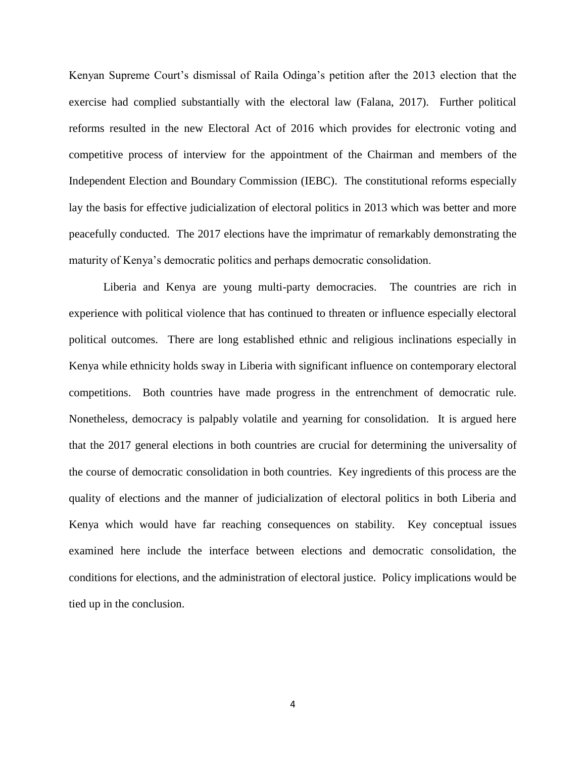Kenyan Supreme Court's dismissal of Raila Odinga's petition after the 2013 election that the exercise had complied substantially with the electoral law (Falana, 2017). Further political reforms resulted in the new Electoral Act of 2016 which provides for electronic voting and competitive process of interview for the appointment of the Chairman and members of the Independent Election and Boundary Commission (IEBC). The constitutional reforms especially lay the basis for effective judicialization of electoral politics in 2013 which was better and more peacefully conducted. The 2017 elections have the imprimatur of remarkably demonstrating the maturity of Kenya's democratic politics and perhaps democratic consolidation.

Liberia and Kenya are young multi-party democracies. The countries are rich in experience with political violence that has continued to threaten or influence especially electoral political outcomes. There are long established ethnic and religious inclinations especially in Kenya while ethnicity holds sway in Liberia with significant influence on contemporary electoral competitions. Both countries have made progress in the entrenchment of democratic rule. Nonetheless, democracy is palpably volatile and yearning for consolidation. It is argued here that the 2017 general elections in both countries are crucial for determining the universality of the course of democratic consolidation in both countries. Key ingredients of this process are the quality of elections and the manner of judicialization of electoral politics in both Liberia and Kenya which would have far reaching consequences on stability. Key conceptual issues examined here include the interface between elections and democratic consolidation, the conditions for elections, and the administration of electoral justice. Policy implications would be tied up in the conclusion.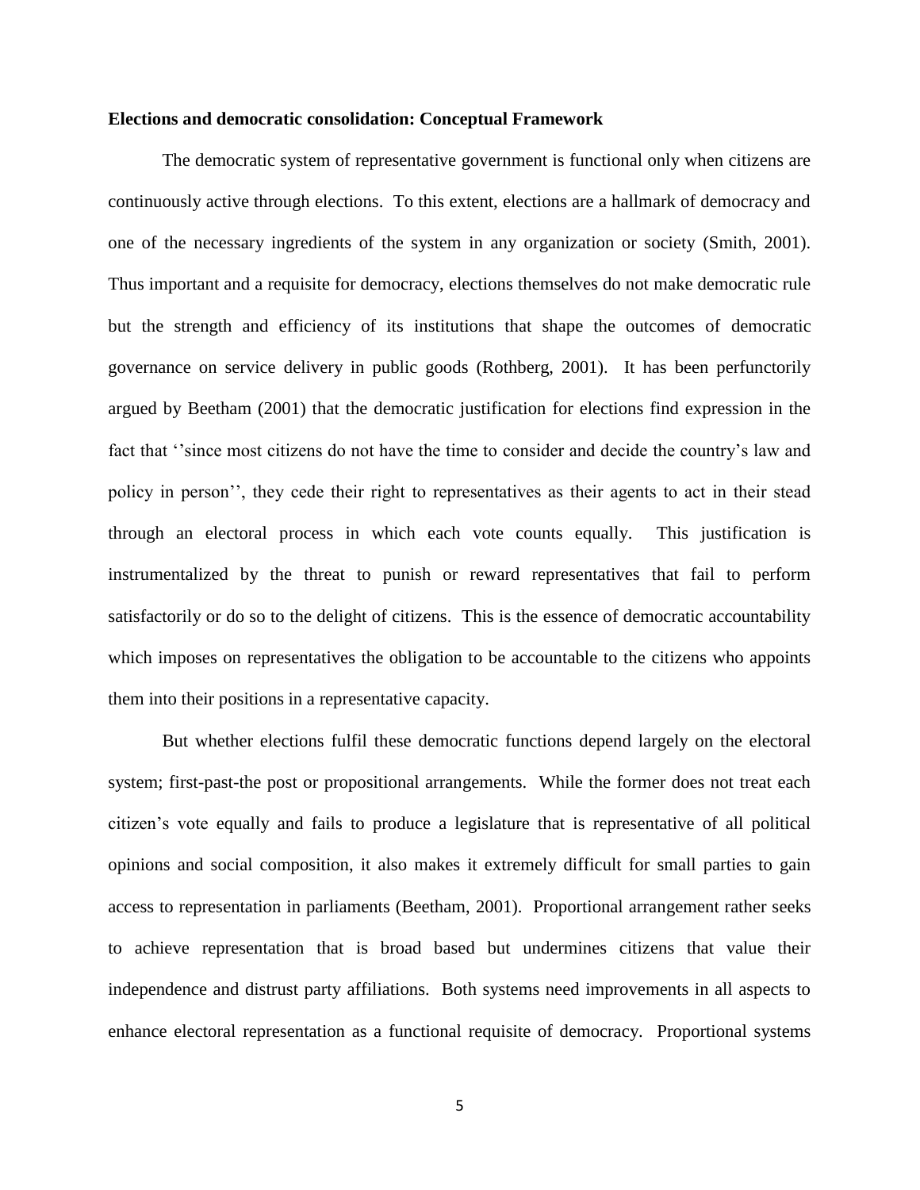**Elections and democratic consolidation: Conceptual Framework**

The democratic system of representative government is functional only when citizens are continuously active through elections. To this extent, elections are a hallmark of democracy and one of the necessary ingredients of the system in any organization or society (Smith, 2001). Thus important and a requisite for democracy, elections themselves do not make democratic rule but the strength and efficiency of its institutions that shape the outcomes of democratic governance on service delivery in public goods (Rothberg, 2001). It has been perfunctorily argued by Beetham (2001) that the democratic justification for elections find expression in the fact that ''since most citizens do not have the time to consider and decide the country's law and policy in person'', they cede their right to representatives as their agents to act in their stead through an electoral process in which each vote counts equally. This justification is instrumentalized by the threat to punish or reward representatives that fail to perform satisfactorily or do so to the delight of citizens. This is the essence of democratic accountability which imposes on representatives the obligation to be accountable to the citizens who appoints them into their positions in a representative capacity.

But whether elections fulfil these democratic functions depend largely on the electoral system; first-past-the post or propositional arrangements. While the former does not treat each citizen's vote equally and fails to produce a legislature that is representative of all political opinions and social composition, it also makes it extremely difficult for small parties to gain access to representation in parliaments (Beetham, 2001). Proportional arrangement rather seeks to achieve representation that is broad based but undermines citizens that value their independence and distrust party affiliations. Both systems need improvements in all aspects to enhance electoral representation as a functional requisite of democracy. Proportional systems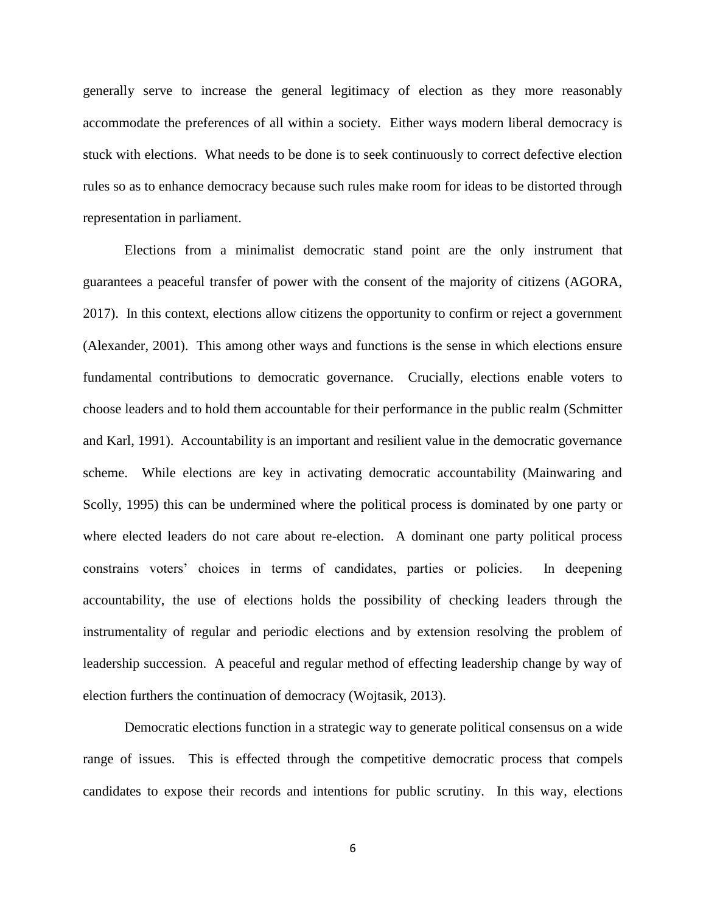generally serve to increase the general legitimacy of election as they more reasonably accommodate the preferences of all within a society. Either ways modern liberal democracy is stuck with elections. What needs to be done is to seek continuously to correct defective election rules so as to enhance democracy because such rules make room for ideas to be distorted through representation in parliament.

Elections from a minimalist democratic stand point are the only instrument that guarantees a peaceful transfer of power with the consent of the majority of citizens (AGORA, 2017). In this context, elections allow citizens the opportunity to confirm or reject a government (Alexander, 2001). This among other ways and functions is the sense in which elections ensure fundamental contributions to democratic governance. Crucially, elections enable voters to choose leaders and to hold them accountable for their performance in the public realm (Schmitter and Karl, 1991). Accountability is an important and resilient value in the democratic governance scheme. While elections are key in activating democratic accountability (Mainwaring and Scolly, 1995) this can be undermined where the political process is dominated by one party or where elected leaders do not care about re-election. A dominant one party political process constrains voters' choices in terms of candidates, parties or policies. In deepening accountability, the use of elections holds the possibility of checking leaders through the instrumentality of regular and periodic elections and by extension resolving the problem of leadership succession. A peaceful and regular method of effecting leadership change by way of election furthers the continuation of democracy (Wojtasik, 2013).

Democratic elections function in a strategic way to generate political consensus on a wide range of issues. This is effected through the competitive democratic process that compels candidates to expose their records and intentions for public scrutiny. In this way, elections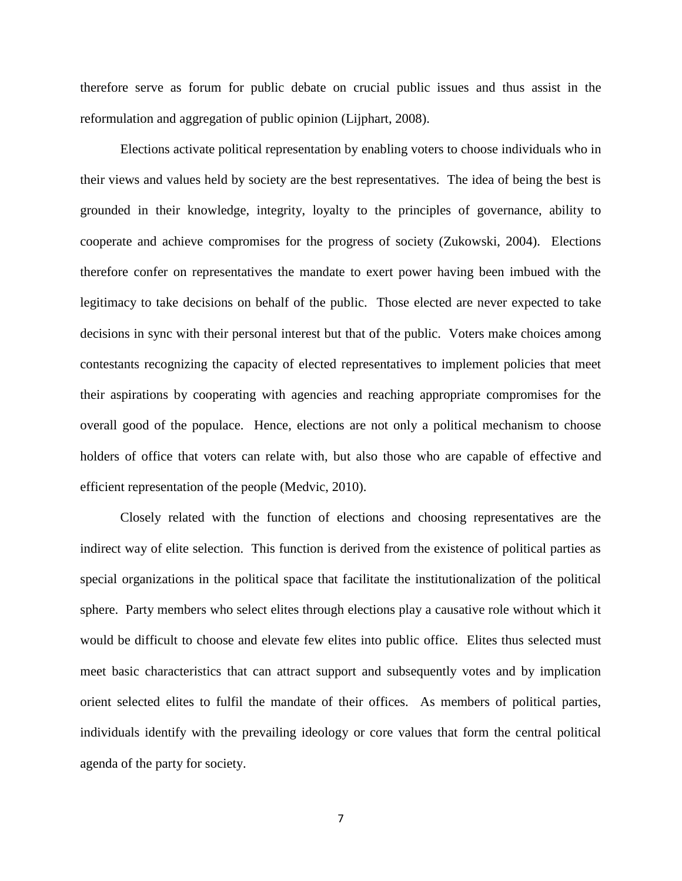therefore serve as forum for public debate on crucial public issues and thus assist in the reformulation and aggregation of public opinion (Lijphart, 2008).

Elections activate political representation by enabling voters to choose individuals who in their views and values held by society are the best representatives. The idea of being the best is grounded in their knowledge, integrity, loyalty to the principles of governance, ability to cooperate and achieve compromises for the progress of society (Zukowski, 2004). Elections therefore confer on representatives the mandate to exert power having been imbued with the legitimacy to take decisions on behalf of the public. Those elected are never expected to take decisions in sync with their personal interest but that of the public. Voters make choices among contestants recognizing the capacity of elected representatives to implement policies that meet their aspirations by cooperating with agencies and reaching appropriate compromises for the overall good of the populace. Hence, elections are not only a political mechanism to choose holders of office that voters can relate with, but also those who are capable of effective and efficient representation of the people (Medvic, 2010).

Closely related with the function of elections and choosing representatives are the indirect way of elite selection. This function is derived from the existence of political parties as special organizations in the political space that facilitate the institutionalization of the political sphere. Party members who select elites through elections play a causative role without which it would be difficult to choose and elevate few elites into public office. Elites thus selected must meet basic characteristics that can attract support and subsequently votes and by implication orient selected elites to fulfil the mandate of their offices. As members of political parties, individuals identify with the prevailing ideology or core values that form the central political agenda of the party for society.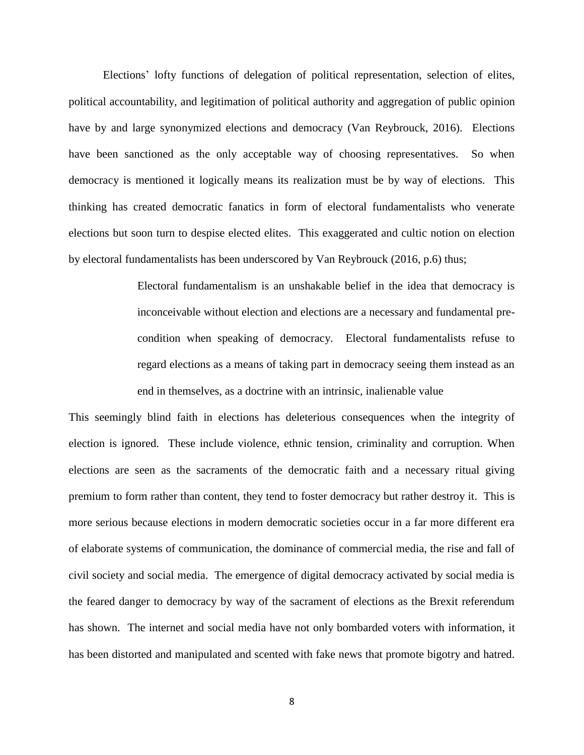Elections' lofty functions of delegation of political representation, selection of elites, political accountability, and legitimation of political authority and aggregation of public opinion have by and large synonymized elections and democracy (Van Reybrouck, 2016). Elections have been sanctioned as the only acceptable way of choosing representatives. So when democracy is mentioned it logically means its realization must be by way of elections. This thinking has created democratic fanatics in form of electoral fundamentalists who venerate elections but soon turn to despise elected elites. This exaggerated and cultic notion on election by electoral fundamentalists has been underscored by Van Reybrouck (2016, p.6) thus;

> Electoral fundamentalism is an unshakable belief in the idea that democracy is inconceivable without election and elections are a necessary and fundamental pre-condition when speaking of democracy. Electoral fundamentalists refuse to regard elections as a means of taking part in democracy seeing them instead as an end in themselves, as a doctrine with an intrinsic, inalienable value

This seemingly blind faith in elections has deleterious consequences when the integrity of election is ignored. These include violence, ethnic tension, criminality and corruption. When elections are seen as the sacraments of the democratic faith and a necessary ritual giving premium to form rather than content, they tend to foster democracy but rather destroy it. This is more serious because elections in modern democratic societies occur in a far more different era of elaborate systems of communication, the dominance of commercial media, the rise and fall of civil society and social media. The emergence of digital democracy activated by social media is the feared danger to democracy by way of the sacrament of elections as the Brexit referendum has shown. The internet and social media have not only bombarded voters with information, it has been distorted and manipulated and scented with fake news that promote bigotry and hatred.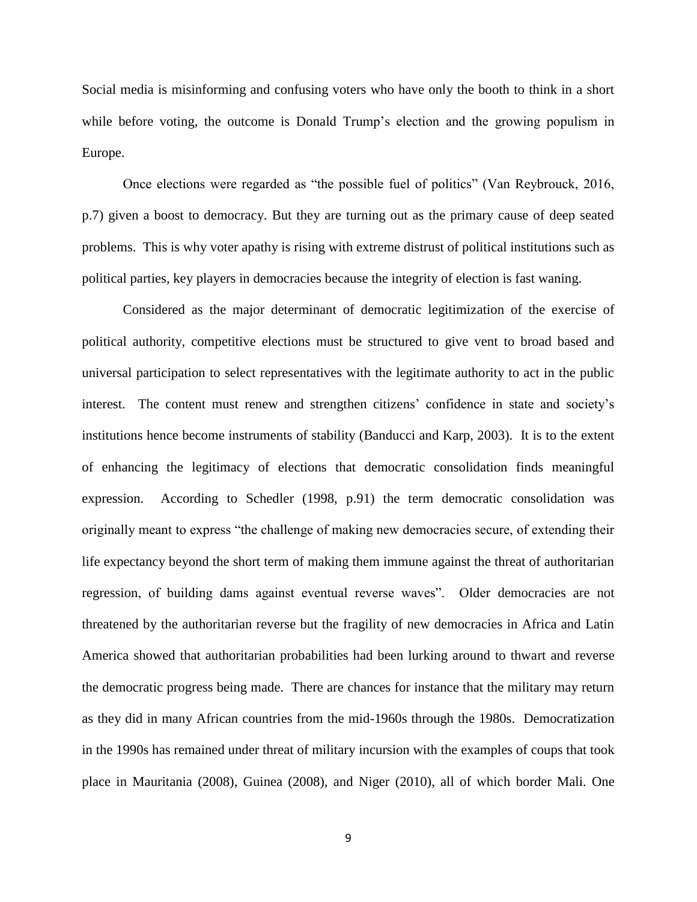Social media is misinforming and confusing voters who have only the booth to think in a short while before voting, the outcome is Donald Trump's election and the growing populism in Europe.

Once elections were regarded as "the possible fuel of politics" (Van Reybrouck, 2016, p.7) given a boost to democracy. But they are turning out as the primary cause of deep seated problems. This is why voter apathy is rising with extreme distrust of political institutions such as political parties, key players in democracies because the integrity of election is fast waning.

Considered as the major determinant of democratic legitimization of the exercise of political authority, competitive elections must be structured to give vent to broad based and universal participation to select representatives with the legitimate authority to act in the public interest. The content must renew and strengthen citizens' confidence in state and society's institutions hence become instruments of stability (Banducci and Karp, 2003). It is to the extent of enhancing the legitimacy of elections that democratic consolidation finds meaningful expression. According to Schedler (1998, p.91) the term democratic consolidation was originally meant to express "the challenge of making new democracies secure, of extending their life expectancy beyond the short term of making them immune against the threat of authoritarian regression, of building dams against eventual reverse waves". Older democracies are not threatened by the authoritarian reverse but the fragility of new democracies in Africa and Latin America showed that authoritarian probabilities had been lurking around to thwart and reverse the democratic progress being made. There are chances for instance that the military may return as they did in many African countries from the mid-1960s through the 1980s. Democratization in the 1990s has remained under threat of military incursion with the examples of coups that took place in Mauritania (2008), Guinea (2008), and Niger (2010), all of which border Mali. One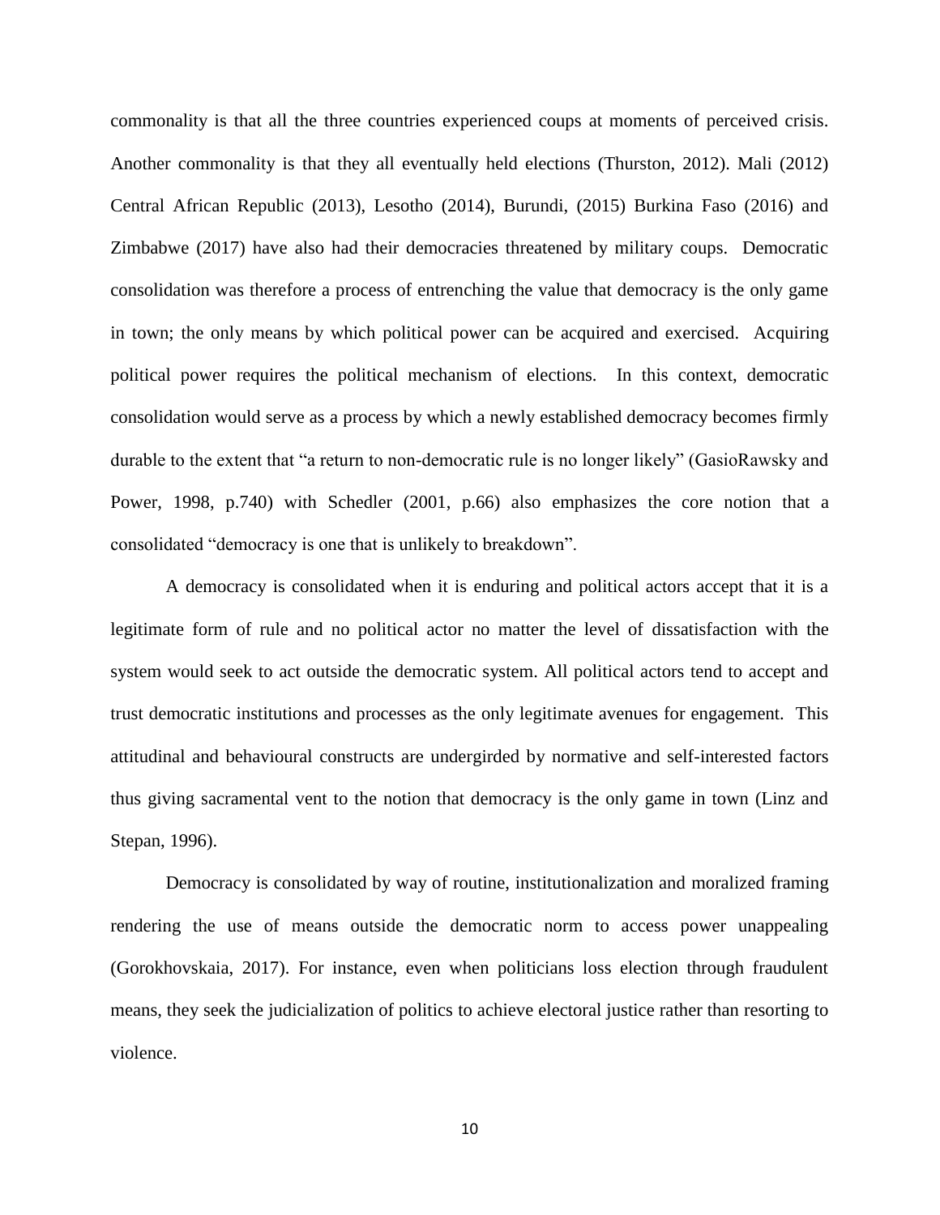commonality is that all the three countries experienced coups at moments of perceived crisis. Another commonality is that they all eventually held elections (Thurston, 2012). Mali (2012) Central African Republic (2013), Lesotho (2014), Burundi, (2015) Burkina Faso (2016) and Zimbabwe (2017) have also had their democracies threatened by military coups. Democratic consolidation was therefore a process of entrenching the value that democracy is the only game in town; the only means by which political power can be acquired and exercised. Acquiring political power requires the political mechanism of elections. In this context, democratic consolidation would serve as a process by which a newly established democracy becomes firmly durable to the extent that "a return to non-democratic rule is no longer likely" (GasioRawsky and Power, 1998, p.740) with Schedler (2001, p.66) also emphasizes the core notion that a consolidated "democracy is one that is unlikely to breakdown".

A democracy is consolidated when it is enduring and political actors accept that it is a legitimate form of rule and no political actor no matter the level of dissatisfaction with the system would seek to act outside the democratic system. All political actors tend to accept and trust democratic institutions and processes as the only legitimate avenues for engagement. This attitudinal and behavioural constructs are undergirded by normative and self-interested factors thus giving sacramental vent to the notion that democracy is the only game in town (Linz and Stepan, 1996).

Democracy is consolidated by way of routine, institutionalization and moralized framing rendering the use of means outside the democratic norm to access power unappealing (Gorokhovskaia, 2017). For instance, even when politicians loss election through fraudulent means, they seek the judicialization of politics to achieve electoral justice rather than resorting to violence.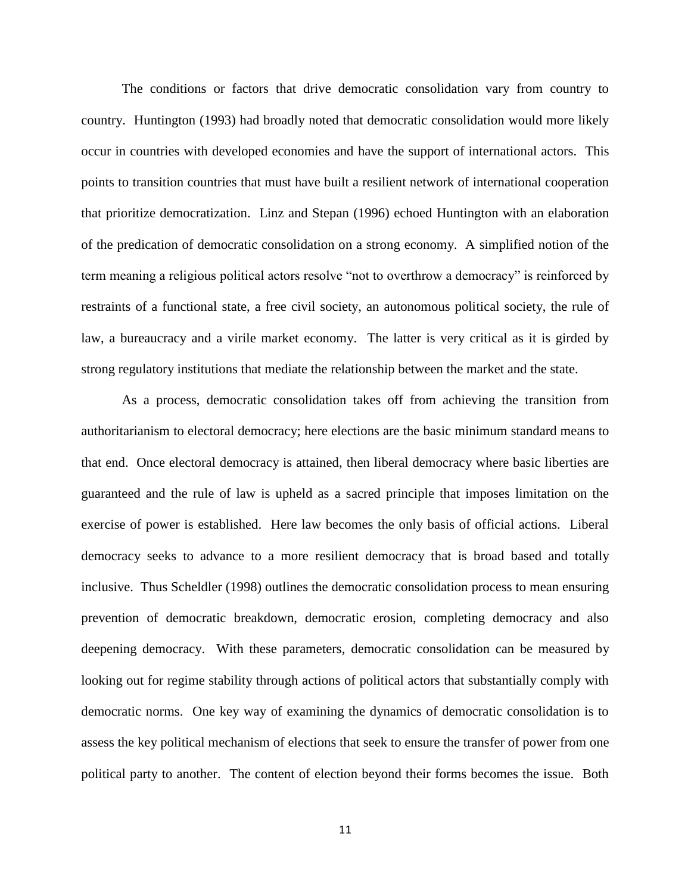The conditions or factors that drive democratic consolidation vary from country to country. Huntington (1993) had broadly noted that democratic consolidation would more likely occur in countries with developed economies and have the support of international actors. This points to transition countries that must have built a resilient network of international cooperation that prioritize democratization. Linz and Stepan (1996) echoed Huntington with an elaboration of the predication of democratic consolidation on a strong economy. A simplified notion of the term meaning a religious political actors resolve "not to overthrow a democracy" is reinforced by restraints of a functional state, a free civil society, an autonomous political society, the rule of law, a bureaucracy and a virile market economy. The latter is very critical as it is girded by strong regulatory institutions that mediate the relationship between the market and the state.

As a process, democratic consolidation takes off from achieving the transition from authoritarianism to electoral democracy; here elections are the basic minimum standard means to that end. Once electoral democracy is attained, then liberal democracy where basic liberties are guaranteed and the rule of law is upheld as a sacred principle that imposes limitation on the exercise of power is established. Here law becomes the only basis of official actions. Liberal democracy seeks to advance to a more resilient democracy that is broad based and totally inclusive. Thus Scheldler (1998) outlines the democratic consolidation process to mean ensuring prevention of democratic breakdown, democratic erosion, completing democracy and also deepening democracy. With these parameters, democratic consolidation can be measured by looking out for regime stability through actions of political actors that substantially comply with democratic norms. One key way of examining the dynamics of democratic consolidation is to assess the key political mechanism of elections that seek to ensure the transfer of power from one political party to another. The content of election beyond their forms becomes the issue. Both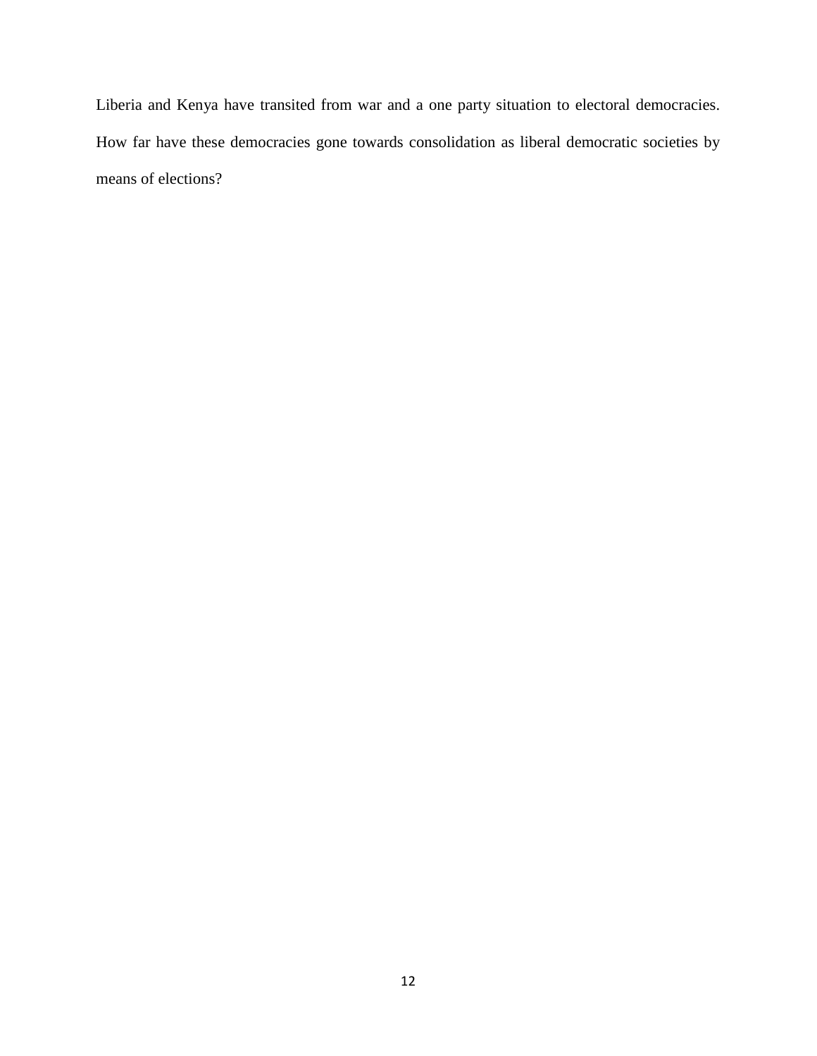Liberia and Kenya have transited from war and a one party situation to electoral democracies. How far have these democracies gone towards consolidation as liberal democratic societies by means of elections?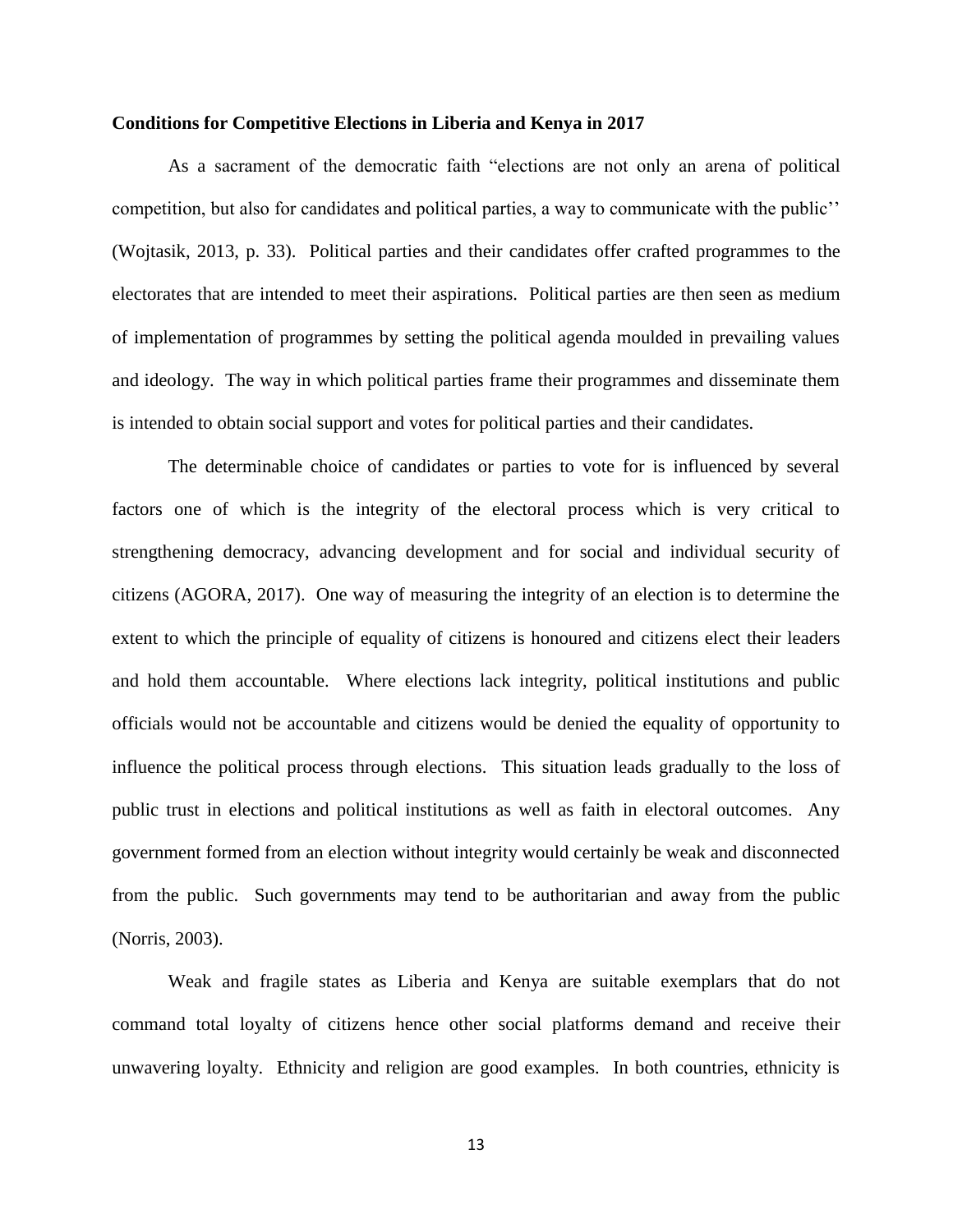**Conditions for Competitive Elections in Liberia and Kenya in 2017**

As a sacrament of the democratic faith "elections are not only an arena of political competition, but also for candidates and political parties, a way to communicate with the public'' (Wojtasik, 2013, p. 33). Political parties and their candidates offer crafted programmes to the electorates that are intended to meet their aspirations. Political parties are then seen as medium of implementation of programmes by setting the political agenda moulded in prevailing values and ideology. The way in which political parties frame their programmes and disseminate them is intended to obtain social support and votes for political parties and their candidates.

The determinable choice of candidates or parties to vote for is influenced by several factors one of which is the integrity of the electoral process which is very critical to strengthening democracy, advancing development and for social and individual security of citizens (AGORA, 2017). One way of measuring the integrity of an election is to determine the extent to which the principle of equality of citizens is honoured and citizens elect their leaders and hold them accountable. Where elections lack integrity, political institutions and public officials would not be accountable and citizens would be denied the equality of opportunity to influence the political process through elections. This situation leads gradually to the loss of public trust in elections and political institutions as well as faith in electoral outcomes. Any government formed from an election without integrity would certainly be weak and disconnected from the public. Such governments may tend to be authoritarian and away from the public (Norris, 2003).

Weak and fragile states as Liberia and Kenya are suitable exemplars that do not command total loyalty of citizens hence other social platforms demand and receive their unwavering loyalty. Ethnicity and religion are good examples. In both countries, ethnicity is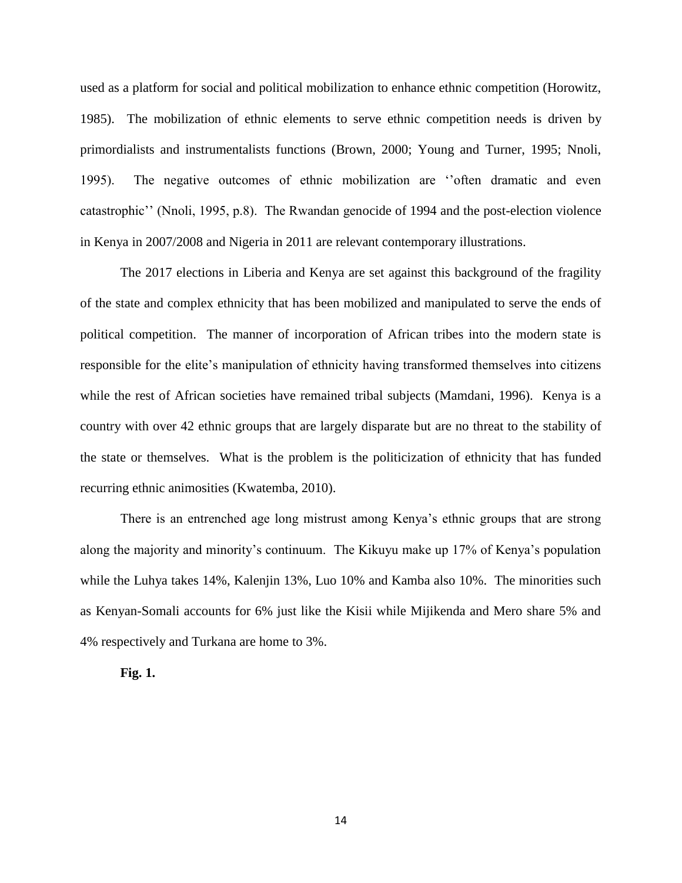used as a platform for social and political mobilization to enhance ethnic competition (Horowitz, 1985). The mobilization of ethnic elements to serve ethnic competition needs is driven by primordialists and instrumentalists functions (Brown, 2000; Young and Turner, 1995; Nnoli, 1995). The negative outcomes of ethnic mobilization are ''often dramatic and even catastrophic'' (Nnoli, 1995, p.8). The Rwandan genocide of 1994 and the post-election violence in Kenya in 2007/2008 and Nigeria in 2011 are relevant contemporary illustrations.

The 2017 elections in Liberia and Kenya are set against this background of the fragility of the state and complex ethnicity that has been mobilized and manipulated to serve the ends of political competition. The manner of incorporation of African tribes into the modern state is responsible for the elite's manipulation of ethnicity having transformed themselves into citizens while the rest of African societies have remained tribal subjects (Mamdani, 1996). Kenya is a country with over 42 ethnic groups that are largely disparate but are no threat to the stability of the state or themselves. What is the problem is the politicization of ethnicity that has funded recurring ethnic animosities (Kwatemba, 2010).

There is an entrenched age long mistrust among Kenya's ethnic groups that are strong along the majority and minority's continuum. The Kikuyu make up 17% of Kenya's population while the Luhya takes 14%, Kalenjin 13%, Luo 10% and Kamba also 10%. The minorities such as Kenyan-Somali accounts for 6% just like the Kisii while Mijikenda and Mero share 5% and 4% respectively and Turkana are home to 3%.

**Fig. 1.**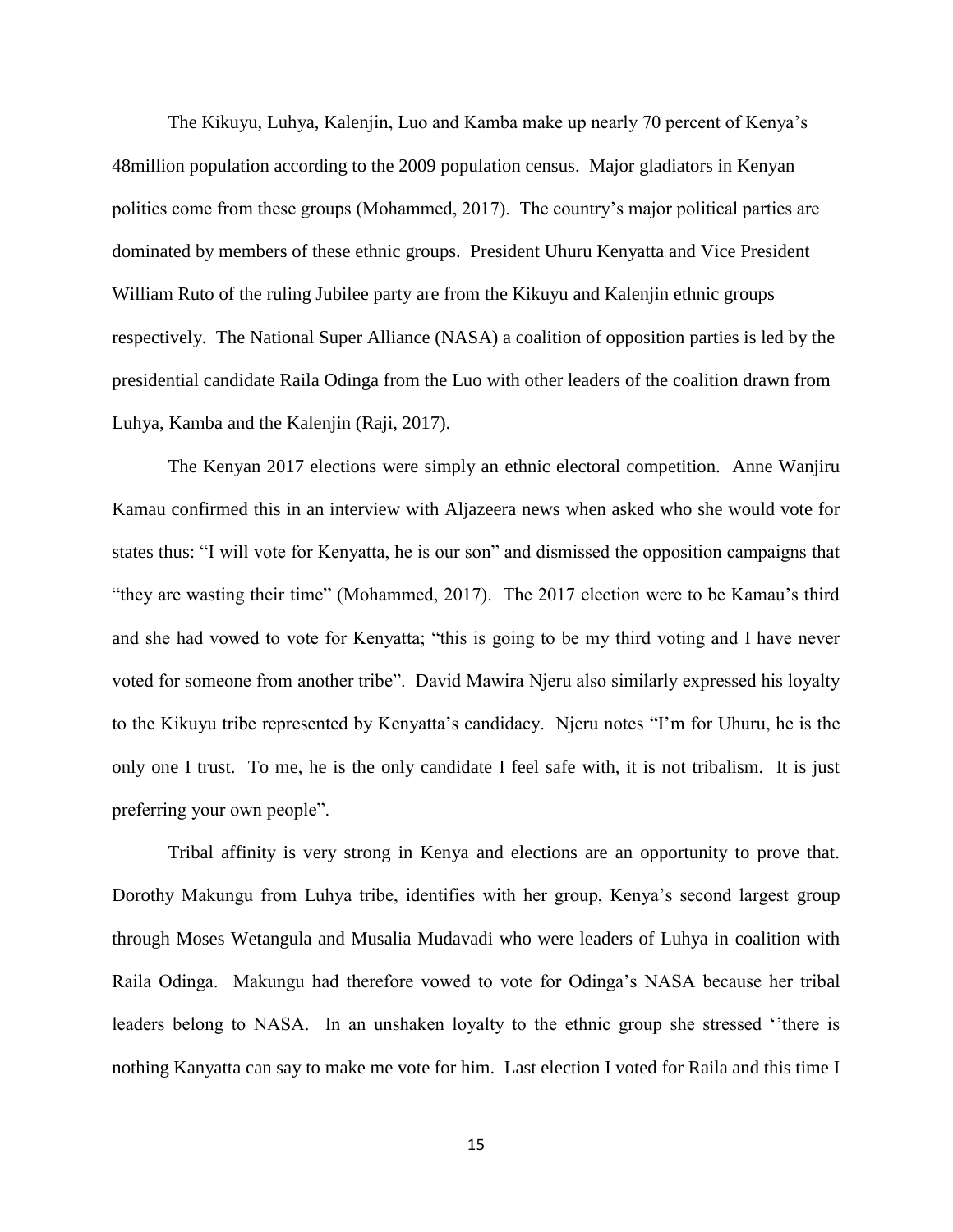The Kikuyu, Luhya, Kalenjin, Luo and Kamba make up nearly 70 percent of Kenya's 48million population according to the 2009 population census. Major gladiators in Kenyan politics come from these groups (Mohammed, 2017). The country's major political parties are dominated by members of these ethnic groups. President Uhuru Kenyatta and Vice President William Ruto of the ruling Jubilee party are from the Kikuyu and Kalenjin ethnic groups respectively. The National Super Alliance (NASA) a coalition of opposition parties is led by the presidential candidate Raila Odinga from the Luo with other leaders of the coalition drawn from Luhya, Kamba and the Kalenjin (Raji, 2017).

The Kenyan 2017 elections were simply an ethnic electoral competition. Anne Wanjiru Kamau confirmed this in an interview with Aljazeera news when asked who she would vote for states thus: "I will vote for Kenyatta, he is our son" and dismissed the opposition campaigns that "they are wasting their time" (Mohammed, 2017). The 2017 election were to be Kamau's third and she had vowed to vote for Kenyatta; "this is going to be my third voting and I have never voted for someone from another tribe". David Mawira Njeru also similarly expressed his loyalty to the Kikuyu tribe represented by Kenyatta's candidacy. Njeru notes "I'm for Uhuru, he is the only one I trust. To me, he is the only candidate I feel safe with, it is not tribalism. It is just preferring your own people".

Tribal affinity is very strong in Kenya and elections are an opportunity to prove that. Dorothy Makungu from Luhya tribe, identifies with her group, Kenya's second largest group through Moses Wetangula and Musalia Mudavadi who were leaders of Luhya in coalition with Raila Odinga. Makungu had therefore vowed to vote for Odinga's NASA because her tribal leaders belong to NASA. In an unshaken loyalty to the ethnic group she stressed ''there is nothing Kanyatta can say to make me vote for him. Last election I voted for Raila and this time I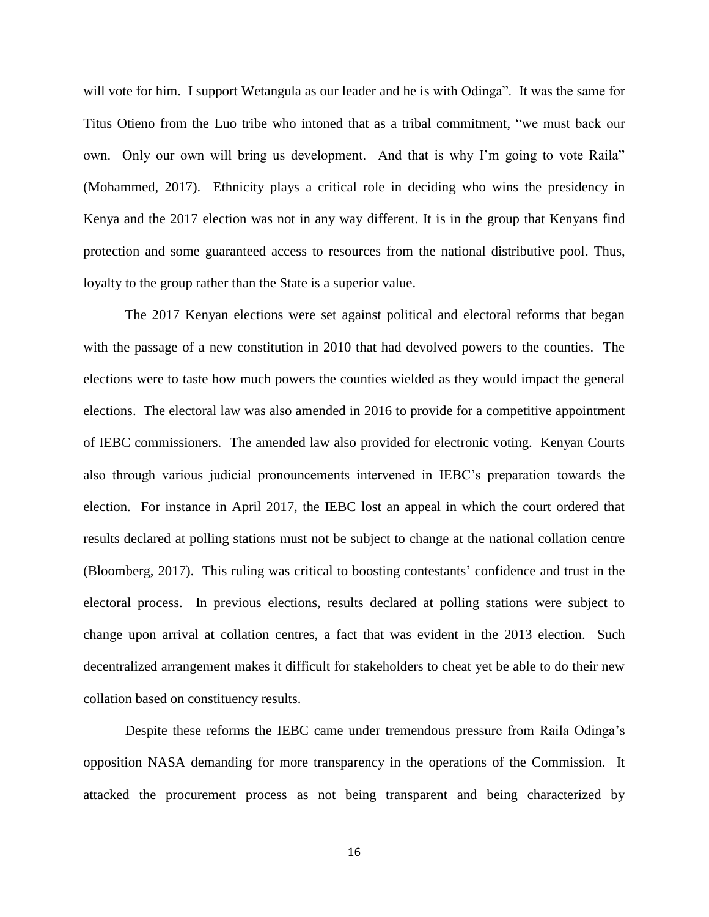will vote for him. I support Wetangula as our leader and he is with Odinga". It was the same for Titus Otieno from the Luo tribe who intoned that as a tribal commitment, "we must back our own. Only our own will bring us development. And that is why I'm going to vote Raila" (Mohammed, 2017). Ethnicity plays a critical role in deciding who wins the presidency in Kenya and the 2017 election was not in any way different. It is in the group that Kenyans find protection and some guaranteed access to resources from the national distributive pool. Thus, loyalty to the group rather than the State is a superior value.

The 2017 Kenyan elections were set against political and electoral reforms that began with the passage of a new constitution in 2010 that had devolved powers to the counties. The elections were to taste how much powers the counties wielded as they would impact the general elections. The electoral law was also amended in 2016 to provide for a competitive appointment of IEBC commissioners. The amended law also provided for electronic voting. Kenyan Courts also through various judicial pronouncements intervened in IEBC's preparation towards the election. For instance in April 2017, the IEBC lost an appeal in which the court ordered that results declared at polling stations must not be subject to change at the national collation centre (Bloomberg, 2017). This ruling was critical to boosting contestants' confidence and trust in the electoral process. In previous elections, results declared at polling stations were subject to change upon arrival at collation centres, a fact that was evident in the 2013 election. Such decentralized arrangement makes it difficult for stakeholders to cheat yet be able to do their new collation based on constituency results.

Despite these reforms the IEBC came under tremendous pressure from Raila Odinga's opposition NASA demanding for more transparency in the operations of the Commission. It attacked the procurement process as not being transparent and being characterized by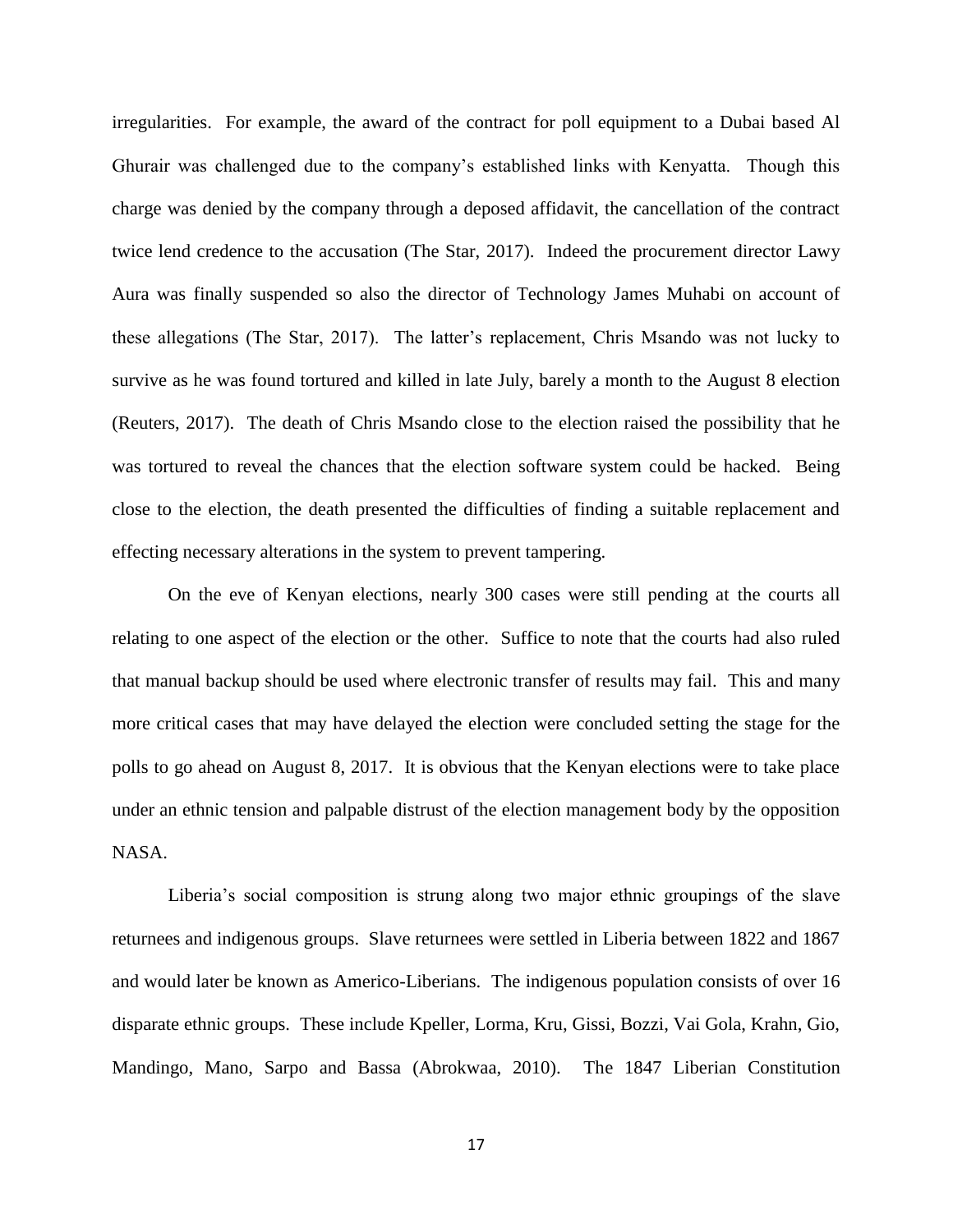irregularities. For example, the award of the contract for poll equipment to a Dubai based Al Ghurair was challenged due to the company's established links with Kenyatta. Though this charge was denied by the company through a deposed affidavit, the cancellation of the contract twice lend credence to the accusation (The Star, 2017). Indeed the procurement director Lawy Aura was finally suspended so also the director of Technology James Muhabi on account of these allegations (The Star, 2017). The latter's replacement, Chris Msando was not lucky to survive as he was found tortured and killed in late July, barely a month to the August 8 election (Reuters, 2017). The death of Chris Msando close to the election raised the possibility that he was tortured to reveal the chances that the election software system could be hacked. Being close to the election, the death presented the difficulties of finding a suitable replacement and effecting necessary alterations in the system to prevent tampering.

On the eve of Kenyan elections, nearly 300 cases were still pending at the courts all relating to one aspect of the election or the other. Suffice to note that the courts had also ruled that manual backup should be used where electronic transfer of results may fail. This and many more critical cases that may have delayed the election were concluded setting the stage for the polls to go ahead on August 8, 2017. It is obvious that the Kenyan elections were to take place under an ethnic tension and palpable distrust of the election management body by the opposition NASA.

Liberia's social composition is strung along two major ethnic groupings of the slave returnees and indigenous groups. Slave returnees were settled in Liberia between 1822 and 1867 and would later be known as Americo-Liberians. The indigenous population consists of over 16 disparate ethnic groups. These include Kpeller, Lorma, Kru, Gissi, Bozzi, Vai Gola, Krahn, Gio, Mandingo, Mano, Sarpo and Bassa (Abrokwaa, 2010). The 1847 Liberian Constitution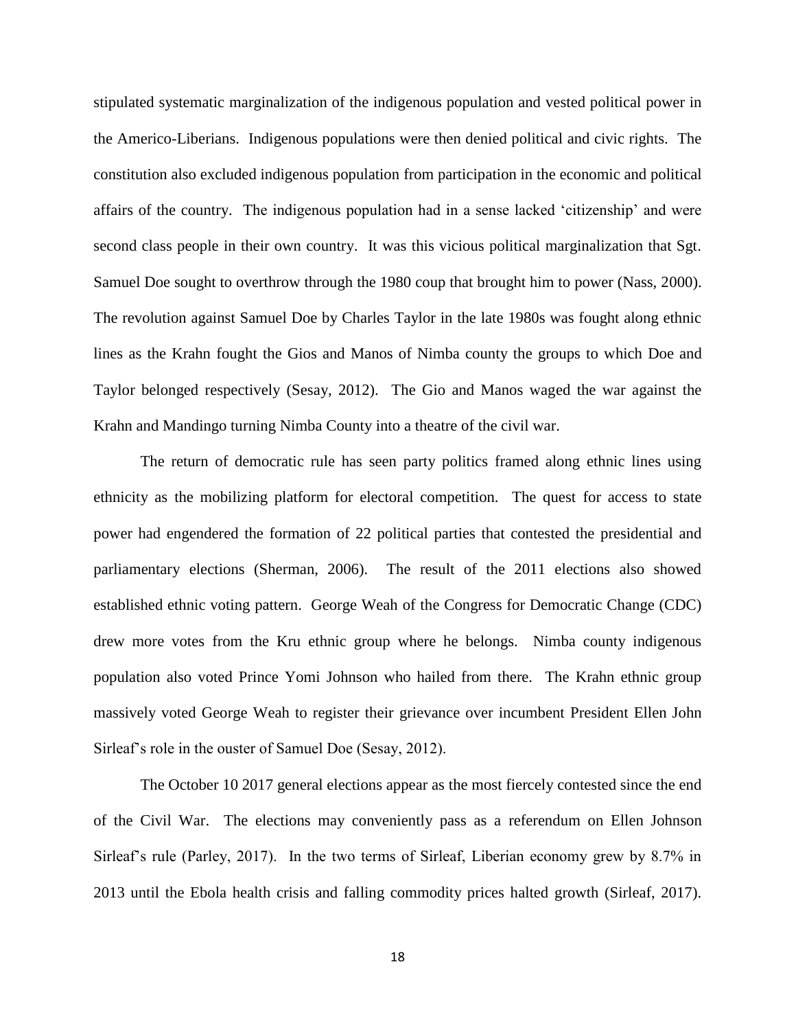stipulated systematic marginalization of the indigenous population and vested political power in the Americo-Liberians. Indigenous populations were then denied political and civic rights. The constitution also excluded indigenous population from participation in the economic and political affairs of the country. The indigenous population had in a sense lacked 'citizenship' and were second class people in their own country. It was this vicious political marginalization that Sgt. Samuel Doe sought to overthrow through the 1980 coup that brought him to power (Nass, 2000). The revolution against Samuel Doe by Charles Taylor in the late 1980s was fought along ethnic lines as the Krahn fought the Gios and Manos of Nimba county the groups to which Doe and Taylor belonged respectively (Sesay, 2012). The Gio and Manos waged the war against the Krahn and Mandingo turning Nimba County into a theatre of the civil war.

The return of democratic rule has seen party politics framed along ethnic lines using ethnicity as the mobilizing platform for electoral competition. The quest for access to state power had engendered the formation of 22 political parties that contested the presidential and parliamentary elections (Sherman, 2006). The result of the 2011 elections also showed established ethnic voting pattern. George Weah of the Congress for Democratic Change (CDC) drew more votes from the Kru ethnic group where he belongs. Nimba county indigenous population also voted Prince Yomi Johnson who hailed from there. The Krahn ethnic group massively voted George Weah to register their grievance over incumbent President Ellen John Sirleaf's role in the ouster of Samuel Doe (Sesay, 2012).

The October 10 2017 general elections appear as the most fiercely contested since the end of the Civil War. The elections may conveniently pass as a referendum on Ellen Johnson Sirleaf's rule (Parley, 2017). In the two terms of Sirleaf, Liberian economy grew by 8.7% in 2013 until the Ebola health crisis and falling commodity prices halted growth (Sirleaf, 2017).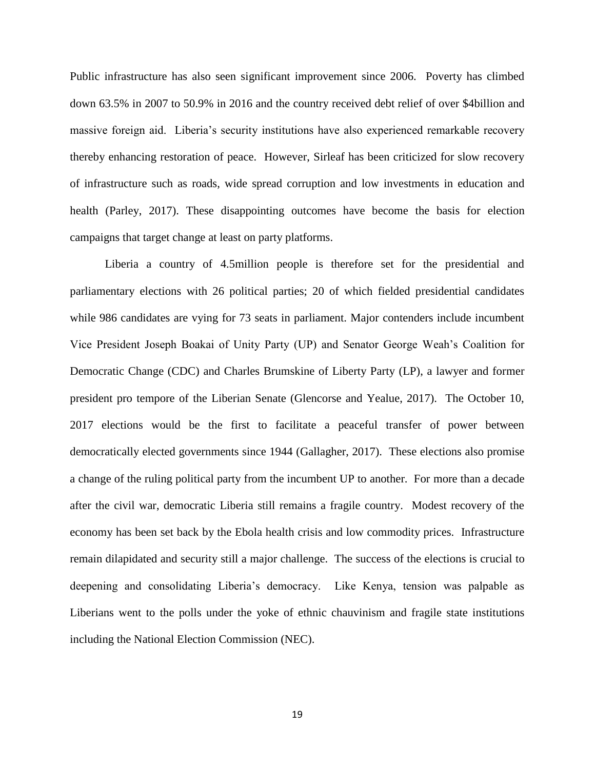Public infrastructure has also seen significant improvement since 2006. Poverty has climbed down 63.5% in 2007 to 50.9% in 2016 and the country received debt relief of over $4billion and massive foreign aid. Liberia's security institutions have also experienced remarkable recovery thereby enhancing restoration of peace. However, Sirleaf has been criticized for slow recovery of infrastructure such as roads, wide spread corruption and low investments in education and health (Parley, 2017). These disappointing outcomes have become the basis for election campaigns that target change at least on party platforms.

Liberia a country of 4.5million people is therefore set for the presidential and parliamentary elections with 26 political parties; 20 of which fielded presidential candidates while 986 candidates are vying for 73 seats in parliament. Major contenders include incumbent Vice President Joseph Boakai of Unity Party (UP) and Senator George Weah's Coalition for Democratic Change (CDC) and Charles Brumskine of Liberty Party (LP), a lawyer and former president pro tempore of the Liberian Senate (Glencorse and Yealue, 2017). The October 10, 2017 elections would be the first to facilitate a peaceful transfer of power between democratically elected governments since 1944 (Gallagher, 2017). These elections also promise a change of the ruling political party from the incumbent UP to another. For more than a decade after the civil war, democratic Liberia still remains a fragile country. Modest recovery of the economy has been set back by the Ebola health crisis and low commodity prices. Infrastructure remain dilapidated and security still a major challenge. The success of the elections is crucial to deepening and consolidating Liberia's democracy. Like Kenya, tension was palpable as Liberians went to the polls under the yoke of ethnic chauvinism and fragile state institutions including the National Election Commission (NEC).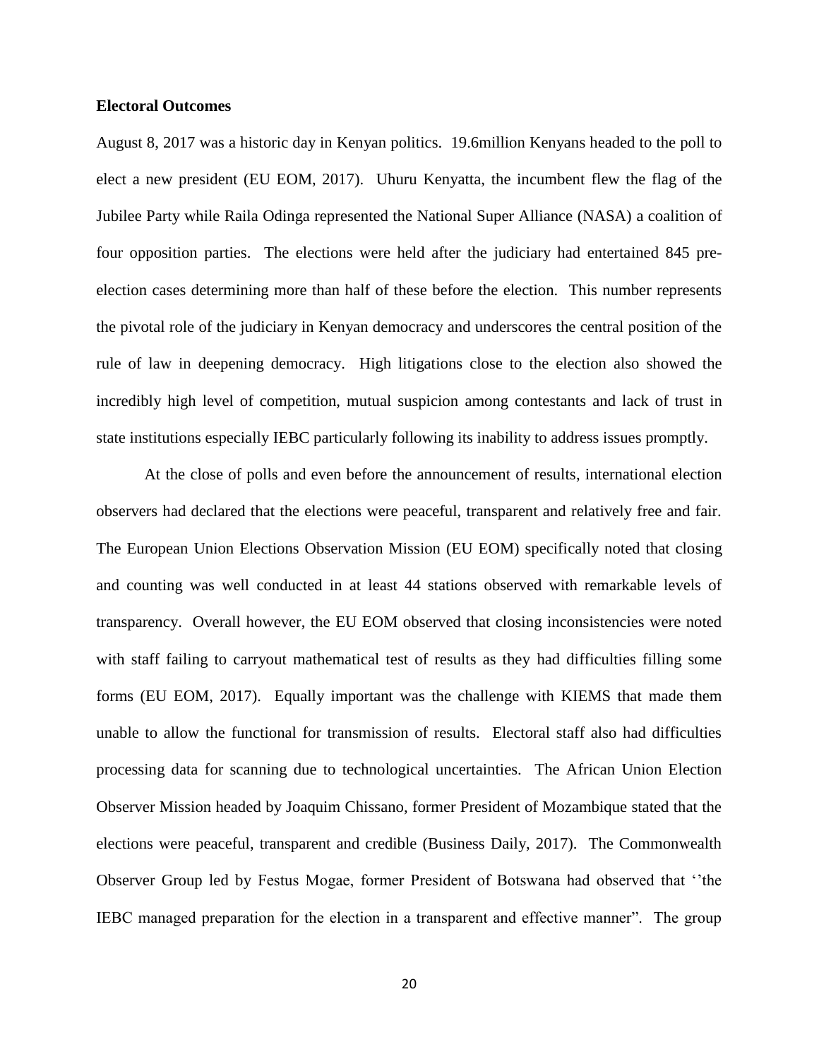**Electoral Outcomes**

August 8, 2017 was a historic day in Kenyan politics. 19.6million Kenyans headed to the poll to elect a new president (EU EOM, 2017). Uhuru Kenyatta, the incumbent flew the flag of the Jubilee Party while Raila Odinga represented the National Super Alliance (NASA) a coalition of four opposition parties. The elections were held after the judiciary had entertained 845 pre-election cases determining more than half of these before the election. This number represents the pivotal role of the judiciary in Kenyan democracy and underscores the central position of the rule of law in deepening democracy. High litigations close to the election also showed the incredibly high level of competition, mutual suspicion among contestants and lack of trust in state institutions especially IEBC particularly following its inability to address issues promptly.

At the close of polls and even before the announcement of results, international election observers had declared that the elections were peaceful, transparent and relatively free and fair. The European Union Elections Observation Mission (EU EOM) specifically noted that closing and counting was well conducted in at least 44 stations observed with remarkable levels of transparency. Overall however, the EU EOM observed that closing inconsistencies were noted with staff failing to carryout mathematical test of results as they had difficulties filling some forms (EU EOM, 2017). Equally important was the challenge with KIEMS that made them unable to allow the functional for transmission of results. Electoral staff also had difficulties processing data for scanning due to technological uncertainties. The African Union Election Observer Mission headed by Joaquim Chissano, former President of Mozambique stated that the elections were peaceful, transparent and credible (Business Daily, 2017). The Commonwealth Observer Group led by Festus Mogae, former President of Botswana had observed that ''the IEBC managed preparation for the election in a transparent and effective manner". The group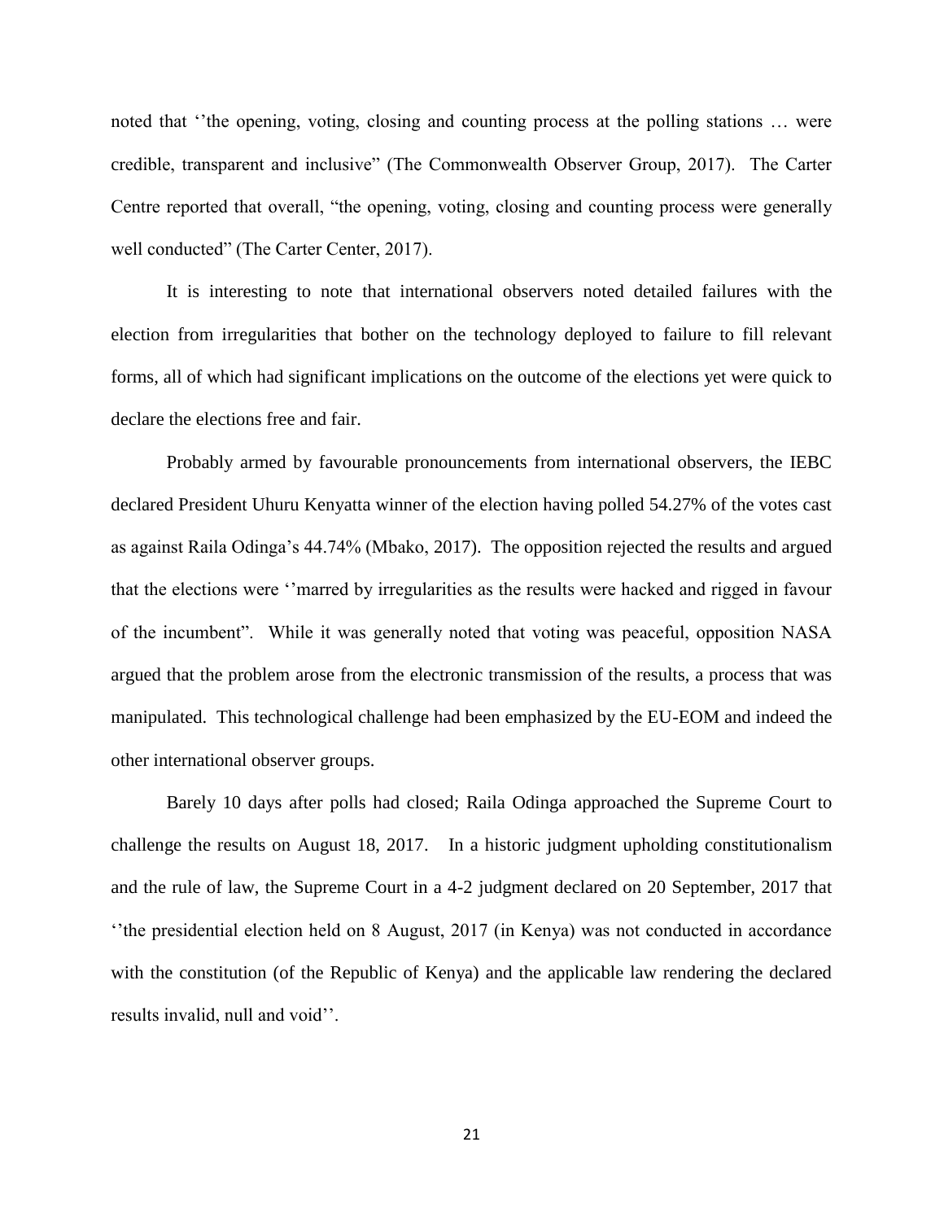noted that ''the opening, voting, closing and counting process at the polling stations … were credible, transparent and inclusive" (The Commonwealth Observer Group, 2017). The Carter Centre reported that overall, "the opening, voting, closing and counting process were generally well conducted" (The Carter Center, 2017).

It is interesting to note that international observers noted detailed failures with the election from irregularities that bother on the technology deployed to failure to fill relevant forms, all of which had significant implications on the outcome of the elections yet were quick to declare the elections free and fair.

Probably armed by favourable pronouncements from international observers, the IEBC declared President Uhuru Kenyatta winner of the election having polled 54.27% of the votes cast as against Raila Odinga's 44.74% (Mbako, 2017). The opposition rejected the results and argued that the elections were ''marred by irregularities as the results were hacked and rigged in favour of the incumbent". While it was generally noted that voting was peaceful, opposition NASA argued that the problem arose from the electronic transmission of the results, a process that was manipulated. This technological challenge had been emphasized by the EU-EOM and indeed the other international observer groups.

Barely 10 days after polls had closed; Raila Odinga approached the Supreme Court to challenge the results on August 18, 2017. In a historic judgment upholding constitutionalism and the rule of law, the Supreme Court in a 4-2 judgment declared on 20 September, 2017 that ''the presidential election held on 8 August, 2017 (in Kenya) was not conducted in accordance with the constitution (of the Republic of Kenya) and the applicable law rendering the declared results invalid, null and void''.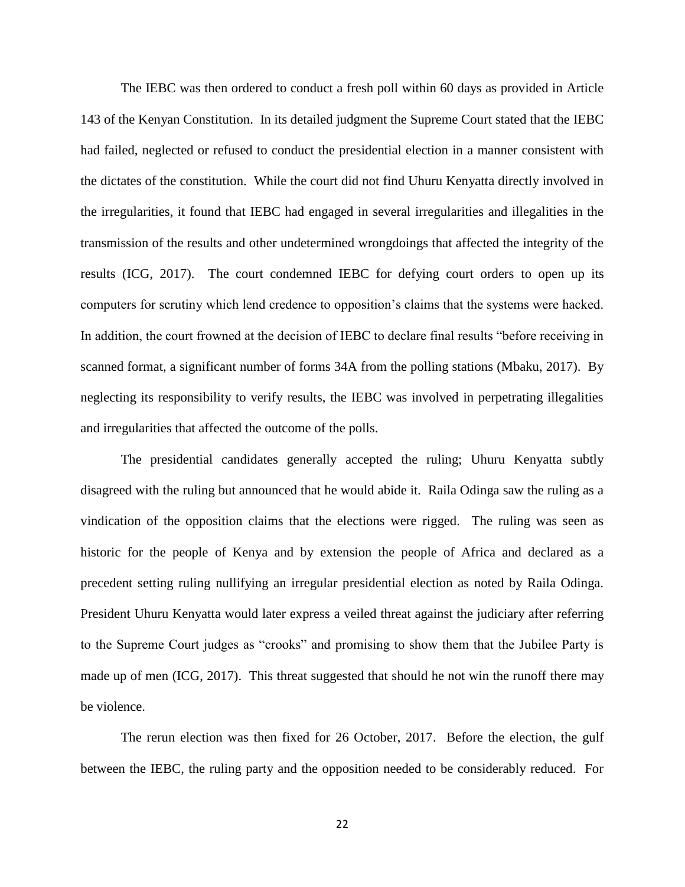The IEBC was then ordered to conduct a fresh poll within 60 days as provided in Article 143 of the Kenyan Constitution. In its detailed judgment the Supreme Court stated that the IEBC had failed, neglected or refused to conduct the presidential election in a manner consistent with the dictates of the constitution. While the court did not find Uhuru Kenyatta directly involved in the irregularities, it found that IEBC had engaged in several irregularities and illegalities in the transmission of the results and other undetermined wrongdoings that affected the integrity of the results (ICG, 2017). The court condemned IEBC for defying court orders to open up its computers for scrutiny which lend credence to opposition's claims that the systems were hacked. In addition, the court frowned at the decision of IEBC to declare final results "before receiving in scanned format, a significant number of forms 34A from the polling stations (Mbaku, 2017). By neglecting its responsibility to verify results, the IEBC was involved in perpetrating illegalities and irregularities that affected the outcome of the polls.

The presidential candidates generally accepted the ruling; Uhuru Kenyatta subtly disagreed with the ruling but announced that he would abide it. Raila Odinga saw the ruling as a vindication of the opposition claims that the elections were rigged. The ruling was seen as historic for the people of Kenya and by extension the people of Africa and declared as a precedent setting ruling nullifying an irregular presidential election as noted by Raila Odinga. President Uhuru Kenyatta would later express a veiled threat against the judiciary after referring to the Supreme Court judges as "crooks" and promising to show them that the Jubilee Party is made up of men (ICG, 2017). This threat suggested that should he not win the runoff there may be violence.

The rerun election was then fixed for 26 October, 2017. Before the election, the gulf between the IEBC, the ruling party and the opposition needed to be considerably reduced. For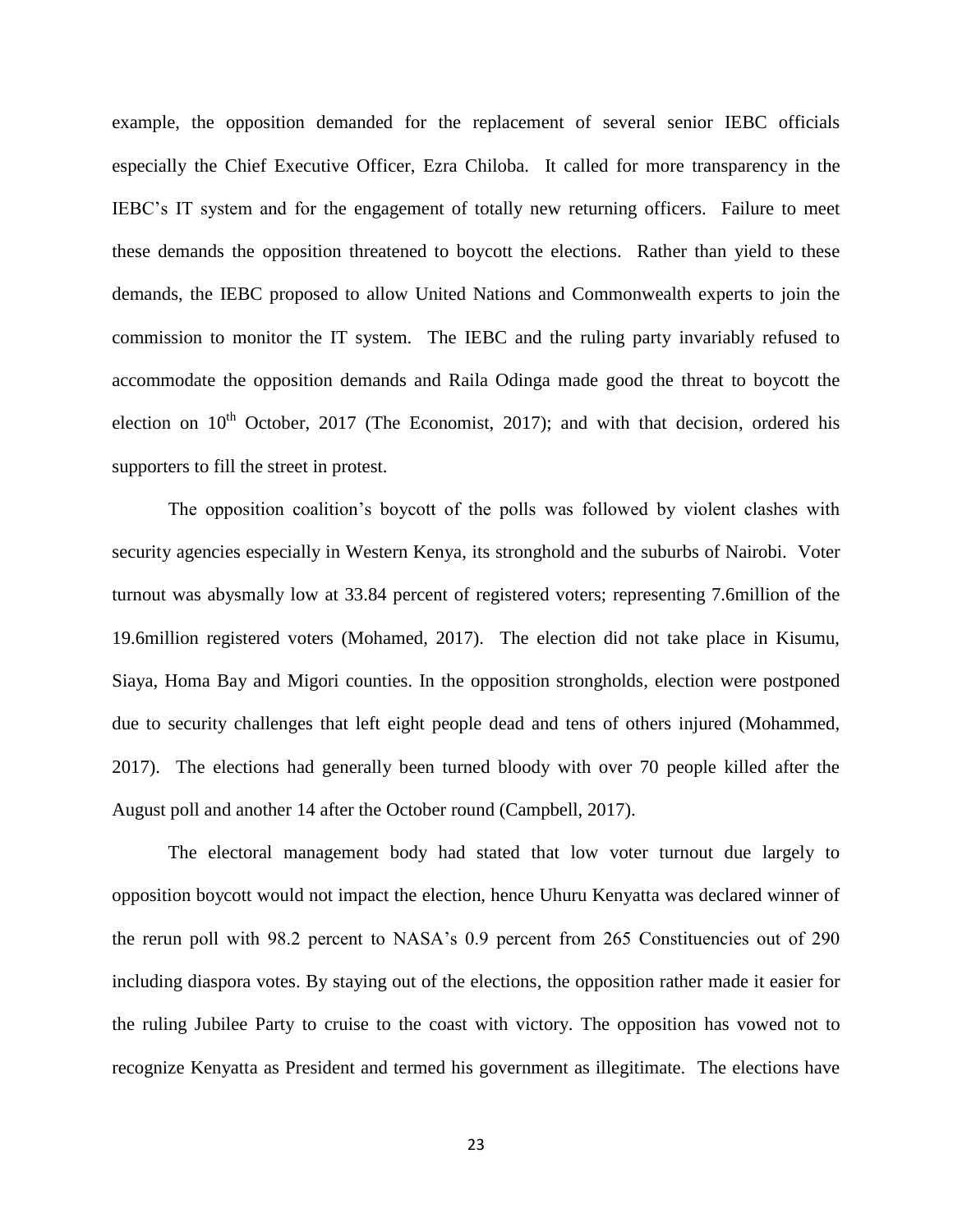example, the opposition demanded for the replacement of several senior IEBC officials especially the Chief Executive Officer, Ezra Chiloba. It called for more transparency in the IEBC's IT system and for the engagement of totally new returning officers. Failure to meet these demands the opposition threatened to boycott the elections. Rather than yield to these demands, the IEBC proposed to allow United Nations and Commonwealth experts to join the commission to monitor the IT system. The IEBC and the ruling party invariably refused to accommodate the opposition demands and Raila Odinga made good the threat to boycott the election on 10th October, 2017 (The Economist, 2017); and with that decision, ordered his supporters to fill the street in protest.

The opposition coalition's boycott of the polls was followed by violent clashes with security agencies especially in Western Kenya, its stronghold and the suburbs of Nairobi. Voter turnout was abysmally low at 33.84 percent of registered voters; representing 7.6million of the 19.6million registered voters (Mohamed, 2017). The election did not take place in Kisumu, Siaya, Homa Bay and Migori counties. In the opposition strongholds, election were postponed due to security challenges that left eight people dead and tens of others injured (Mohammed, 2017). The elections had generally been turned bloody with over 70 people killed after the August poll and another 14 after the October round (Campbell, 2017).

The electoral management body had stated that low voter turnout due largely to opposition boycott would not impact the election, hence Uhuru Kenyatta was declared winner of the rerun poll with 98.2 percent to NASA's 0.9 percent from 265 Constituencies out of 290 including diaspora votes. By staying out of the elections, the opposition rather made it easier for the ruling Jubilee Party to cruise to the coast with victory. The opposition has vowed not to recognize Kenyatta as President and termed his government as illegitimate. The elections have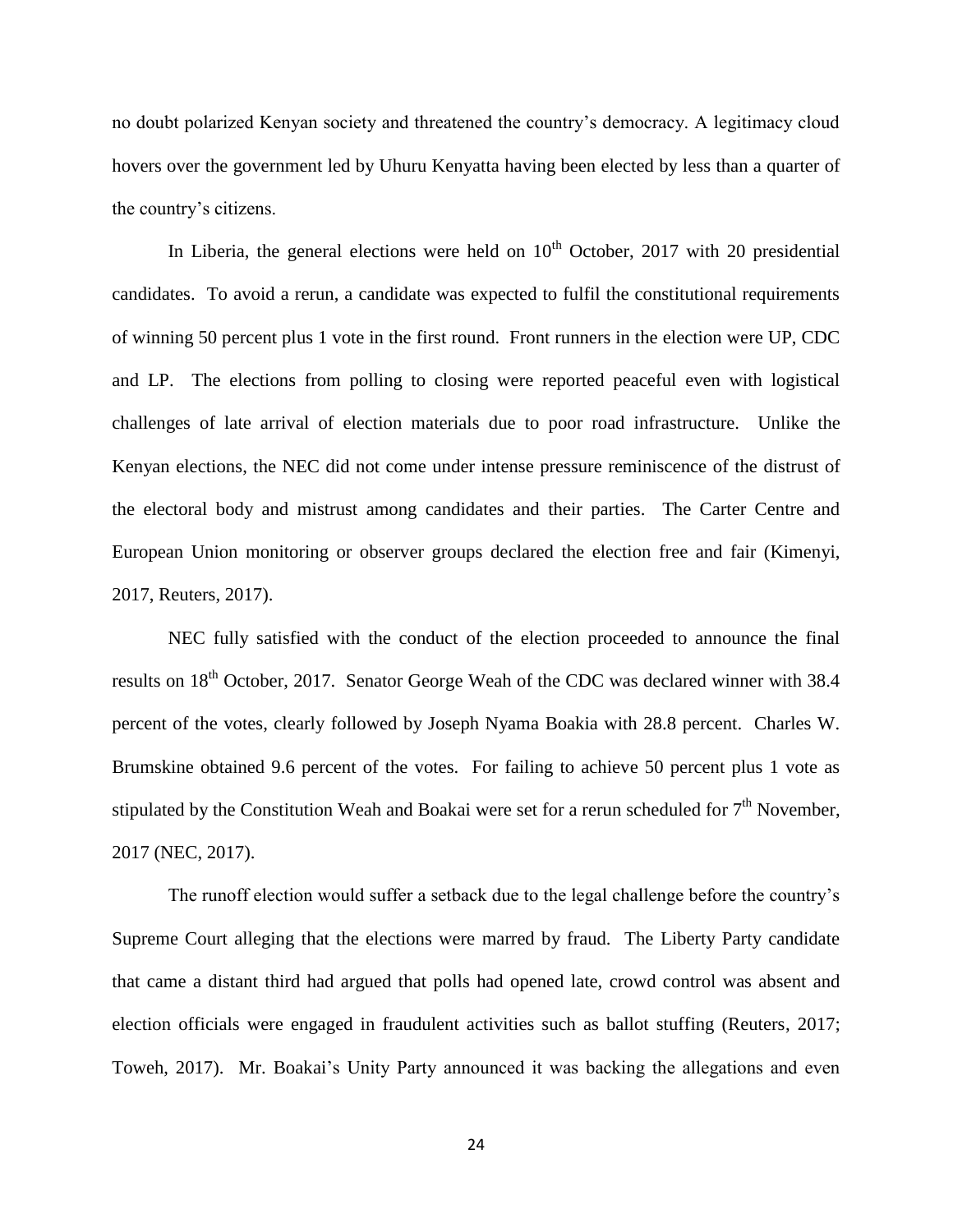no doubt polarized Kenyan society and threatened the country's democracy. A legitimacy cloud hovers over the government led by Uhuru Kenyatta having been elected by less than a quarter of the country's citizens.

In Liberia, the general elections were held on 10th October, 2017 with 20 presidential candidates. To avoid a rerun, a candidate was expected to fulfil the constitutional requirements of winning 50 percent plus 1 vote in the first round. Front runners in the election were UP, CDC and LP. The elections from polling to closing were reported peaceful even with logistical challenges of late arrival of election materials due to poor road infrastructure. Unlike the Kenyan elections, the NEC did not come under intense pressure reminiscence of the distrust of the electoral body and mistrust among candidates and their parties. The Carter Centre and European Union monitoring or observer groups declared the election free and fair (Kimenyi, 2017, Reuters, 2017).

NEC fully satisfied with the conduct of the election proceeded to announce the final results on 18th October, 2017. Senator George Weah of the CDC was declared winner with 38.4 percent of the votes, clearly followed by Joseph Nyama Boakia with 28.8 percent. Charles W. Brumskine obtained 9.6 percent of the votes. For failing to achieve 50 percent plus 1 vote as stipulated by the Constitution Weah and Boakai were set for a rerun scheduled for 7th November, 2017 (NEC, 2017).

The runoff election would suffer a setback due to the legal challenge before the country's Supreme Court alleging that the elections were marred by fraud. The Liberty Party candidate that came a distant third had argued that polls had opened late, crowd control was absent and election officials were engaged in fraudulent activities such as ballot stuffing (Reuters, 2017; Toweh, 2017). Mr. Boakai's Unity Party announced it was backing the allegations and even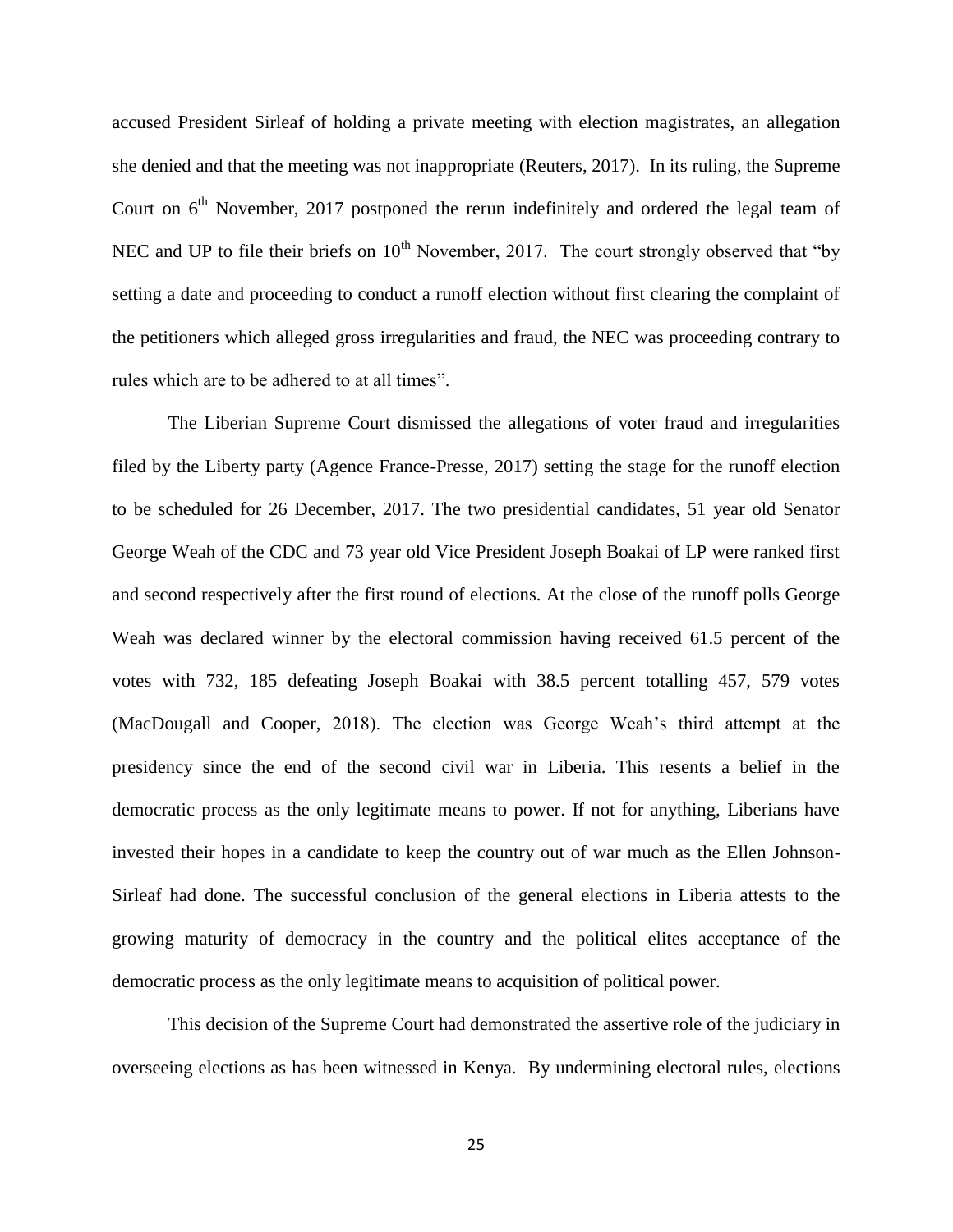accused President Sirleaf of holding a private meeting with election magistrates, an allegation she denied and that the meeting was not inappropriate (Reuters, 2017). In its ruling, the Supreme Court on 6th November, 2017 postponed the rerun indefinitely and ordered the legal team of NEC and UP to file their briefs on 10th November, 2017. The court strongly observed that "by setting a date and proceeding to conduct a runoff election without first clearing the complaint of the petitioners which alleged gross irregularities and fraud, the NEC was proceeding contrary to rules which are to be adhered to at all times".

The Liberian Supreme Court dismissed the allegations of voter fraud and irregularities filed by the Liberty party (Agence France-Presse, 2017) setting the stage for the runoff election to be scheduled for 26 December, 2017. The two presidential candidates, 51 year old Senator George Weah of the CDC and 73 year old Vice President Joseph Boakai of LP were ranked first and second respectively after the first round of elections. At the close of the runoff polls George Weah was declared winner by the electoral commission having received 61.5 percent of the votes with 732, 185 defeating Joseph Boakai with 38.5 percent totalling 457, 579 votes (MacDougall and Cooper, 2018). The election was George Weah's third attempt at the presidency since the end of the second civil war in Liberia. This resents a belief in the democratic process as the only legitimate means to power. If not for anything, Liberians have invested their hopes in a candidate to keep the country out of war much as the Ellen Johnson-Sirleaf had done. The successful conclusion of the general elections in Liberia attests to the growing maturity of democracy in the country and the political elites acceptance of the democratic process as the only legitimate means to acquisition of political power.

This decision of the Supreme Court had demonstrated the assertive role of the judiciary in overseeing elections as has been witnessed in Kenya. By undermining electoral rules, elections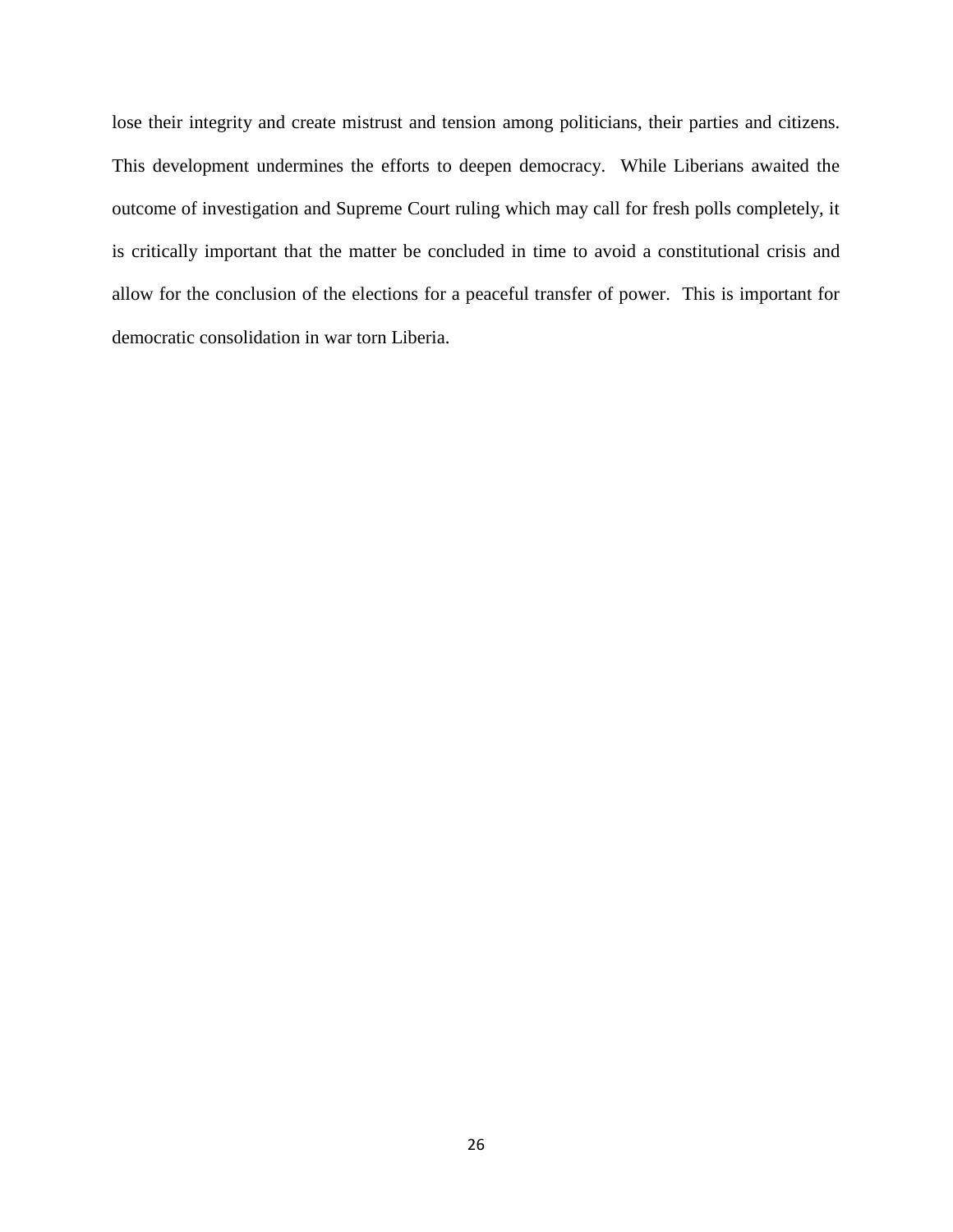lose their integrity and create mistrust and tension among politicians, their parties and citizens. This development undermines the efforts to deepen democracy. While Liberians awaited the outcome of investigation and Supreme Court ruling which may call for fresh polls completely, it is critically important that the matter be concluded in time to avoid a constitutional crisis and allow for the conclusion of the elections for a peaceful transfer of power. This is important for democratic consolidation in war torn Liberia.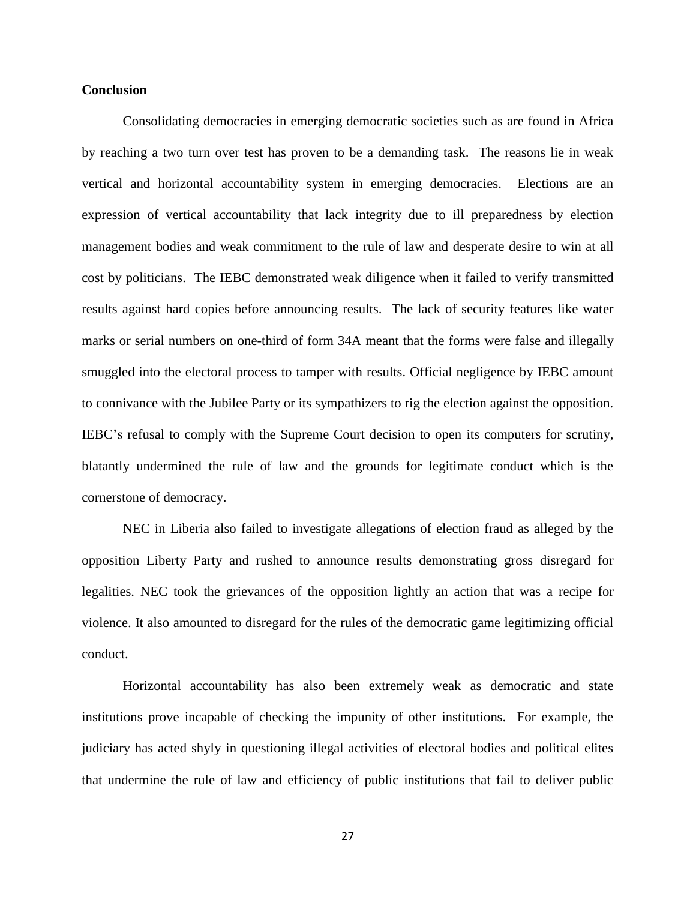**Conclusion**

Consolidating democracies in emerging democratic societies such as are found in Africa by reaching a two turn over test has proven to be a demanding task. The reasons lie in weak vertical and horizontal accountability system in emerging democracies. Elections are an expression of vertical accountability that lack integrity due to ill preparedness by election management bodies and weak commitment to the rule of law and desperate desire to win at all cost by politicians. The IEBC demonstrated weak diligence when it failed to verify transmitted results against hard copies before announcing results. The lack of security features like water marks or serial numbers on one-third of form 34A meant that the forms were false and illegally smuggled into the electoral process to tamper with results. Official negligence by IEBC amount to connivance with the Jubilee Party or its sympathizers to rig the election against the opposition. IEBC's refusal to comply with the Supreme Court decision to open its computers for scrutiny, blatantly undermined the rule of law and the grounds for legitimate conduct which is the cornerstone of democracy.

NEC in Liberia also failed to investigate allegations of election fraud as alleged by the opposition Liberty Party and rushed to announce results demonstrating gross disregard for legalities. NEC took the grievances of the opposition lightly an action that was a recipe for violence. It also amounted to disregard for the rules of the democratic game legitimizing official conduct.

Horizontal accountability has also been extremely weak as democratic and state institutions prove incapable of checking the impunity of other institutions. For example, the judiciary has acted shyly in questioning illegal activities of electoral bodies and political elites that undermine the rule of law and efficiency of public institutions that fail to deliver public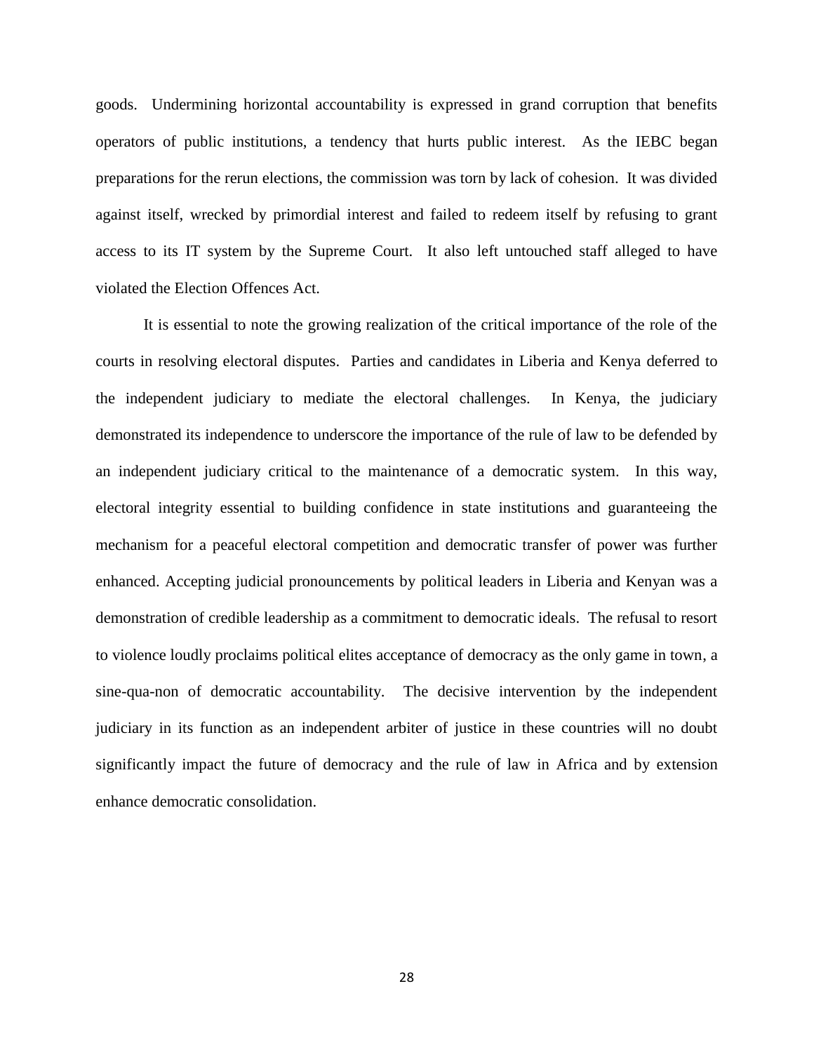goods. Undermining horizontal accountability is expressed in grand corruption that benefits operators of public institutions, a tendency that hurts public interest. As the IEBC began preparations for the rerun elections, the commission was torn by lack of cohesion. It was divided against itself, wrecked by primordial interest and failed to redeem itself by refusing to grant access to its IT system by the Supreme Court. It also left untouched staff alleged to have violated the Election Offences Act.

It is essential to note the growing realization of the critical importance of the role of the courts in resolving electoral disputes. Parties and candidates in Liberia and Kenya deferred to the independent judiciary to mediate the electoral challenges. In Kenya, the judiciary demonstrated its independence to underscore the importance of the rule of law to be defended by an independent judiciary critical to the maintenance of a democratic system. In this way, electoral integrity essential to building confidence in state institutions and guaranteeing the mechanism for a peaceful electoral competition and democratic transfer of power was further enhanced. Accepting judicial pronouncements by political leaders in Liberia and Kenyan was a demonstration of credible leadership as a commitment to democratic ideals. The refusal to resort to violence loudly proclaims political elites acceptance of democracy as the only game in town, a sine-qua-non of democratic accountability. The decisive intervention by the independent judiciary in its function as an independent arbiter of justice in these countries will no doubt significantly impact the future of democracy and the rule of law in Africa and by extension enhance democratic consolidation.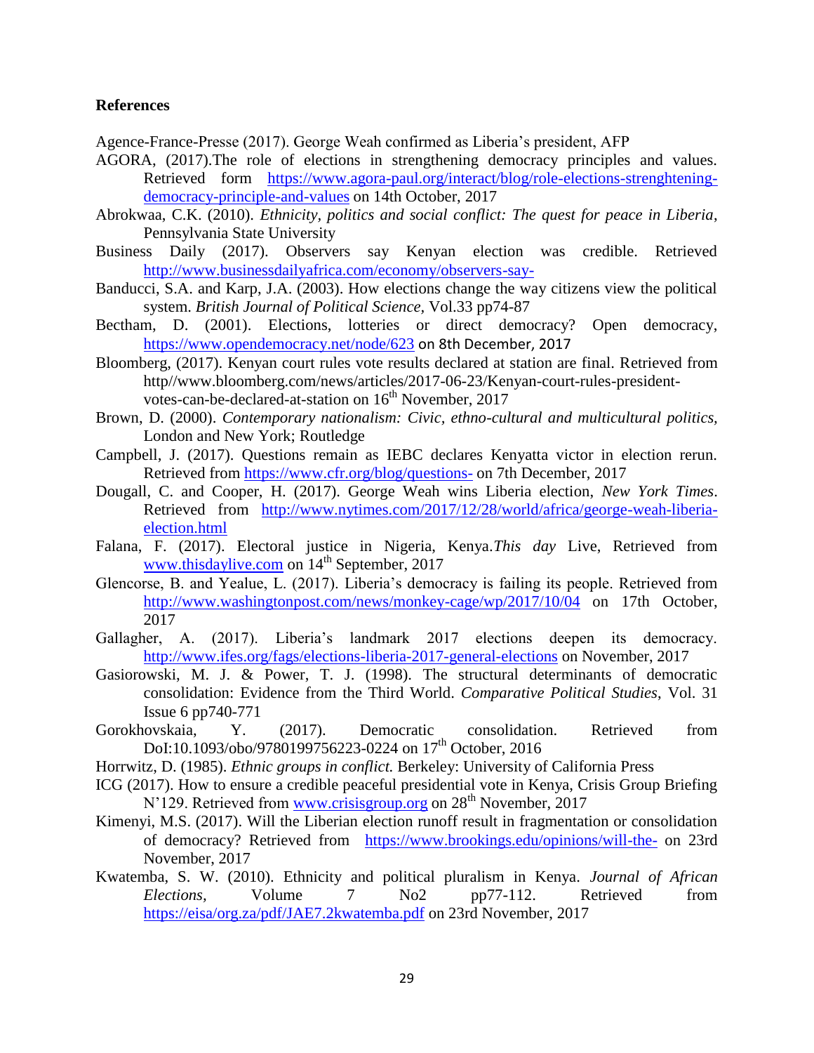**References**

Agence-France-Presse (2017). George Weah confirmed as Liberia's president, AFP

AGORA, (2017).The role of elections in strengthening democracy principles and values. Retrieved form https://www.agora-paul.org/interact/blog/role-elections-strenghtening-democracy-principle-and-values on 14th October, 2017

Abrokwaa, C.K. (2010). *Ethnicity, politics and social conflict: The quest for peace in Liberia*, Pennsylvania State University

Business Daily (2017). Observers say Kenyan election was credible. Retrieved http://www.businessdailyafrica.com/economy/observers-say-

Banducci, S.A. and Karp, J.A. (2003). How elections change the way citizens view the political system. *British Journal of Political Science*, Vol.33 pp74-87

Bectham, D. (2001). Elections, lotteries or direct democracy? Open democracy, https://www.opendemocracy.net/node/623 on 8th December, 2017

Bloomberg, (2017). Kenyan court rules vote results declared at station are final. Retrieved from http//www.bloomberg.com/news/articles/2017-06-23/Kenyan-court-rules-president-votes-can-be-declared-at-station on 16th November, 2017

Brown, D. (2000). *Contemporary nationalism: Civic, ethno-cultural and multicultural politics*, London and New York; Routledge

Campbell, J. (2017). Questions remain as IEBC declares Kenyatta victor in election rerun. Retrieved from https://www.cfr.org/blog/questions- on 7th December, 2017

Dougall, C. and Cooper, H. (2017). George Weah wins Liberia election, *New York Times*. Retrieved from http://www.nytimes.com/2017/12/28/world/africa/george-weah-liberia-election.html

Falana, F. (2017). Electoral justice in Nigeria, Kenya.*This day* Live, Retrieved from www.thisdaylive.com on 14th September, 2017

Glencorse, B. and Yealue, L. (2017). Liberia's democracy is failing its people. Retrieved from http://www.washingtonpost.com/news/monkey-cage/wp/2017/10/04 on 17th October, 2017

Gallagher, A. (2017). Liberia's landmark 2017 elections deepen its democracy. http://www.ifes.org/fags/elections-liberia-2017-general-elections on November, 2017

Gasiorowski, M. J. & Power, T. J. (1998). The structural determinants of democratic consolidation: Evidence from the Third World. *Comparative Political Studies*, Vol. 31 Issue 6 pp740-771

Gorokhovskaia, Y. (2017). Democratic consolidation. Retrieved from DoI:10.1093/obo/9780199756223-0224 on 17th October, 2016

Horrwitz, D. (1985). *Ethnic groups in conflict.* Berkeley: University of California Press

ICG (2017). How to ensure a credible peaceful presidential vote in Kenya, Crisis Group Briefing N'129. Retrieved from www.crisisgroup.org on 28th November, 2017

Kimenyi, M.S. (2017). Will the Liberian election runoff result in fragmentation or consolidation of democracy? Retrieved from https://www.brookings.edu/opinions/will-the- on 23rd November, 2017

Kwatemba, S. W. (2010). Ethnicity and political pluralism in Kenya. *Journal of African Elections*, Volume 7 No2 pp77-112. Retrieved from https://eisa/org.za/pdf/JAE7.2kwatemba.pdf on 23rd November, 2017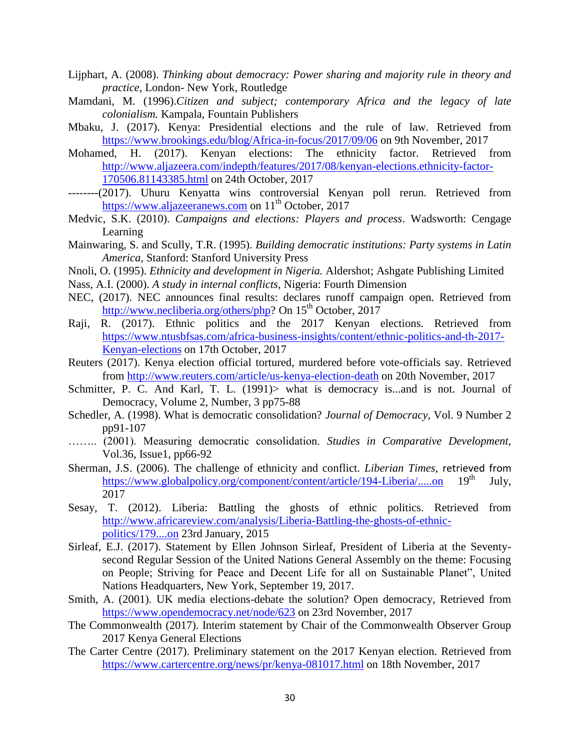Lijphart, A. (2008). *Thinking about democracy: Power sharing and majority rule in theory and practice*, London- New York, Routledge

Mamdani, M. (1996).*Citizen and subject; contemporary Africa and the legacy of late colonialism.* Kampala, Fountain Publishers

Mbaku, J. (2017). Kenya: Presidential elections and the rule of law. Retrieved from https://www.brookings.edu/blog/Africa-in-focus/2017/09/06 on 9th November, 2017

Mohamed, H. (2017). Kenyan elections: The ethnicity factor. Retrieved from http://www.aljazeera.com/indepth/features/2017/08/kenyan-elections.ethnicity-factor-170506.81143385.html on 24th October, 2017

--------(2017). Uhuru Kenyatta wins controversial Kenyan poll rerun. Retrieved from https://www.aljazeeranews.com on 11th October, 2017

Medvic, S.K. (2010). *Campaigns and elections: Players and process*. Wadsworth: Cengage Learning

Mainwaring, S. and Scully, T.R. (1995). *Building democratic institutions: Party systems in Latin America,* Stanford: Stanford University Press

Nnoli, O. (1995). *Ethnicity and development in Nigeria.* Aldershot; Ashgate Publishing Limited

Nass, A.I. (2000). *A study in internal conflicts,* Nigeria: Fourth Dimension

NEC, (2017). NEC announces final results: declares runoff campaign open. Retrieved from http://www.necliberia.org/others/php? On 15th October, 2017

Raji, R. (2017). Ethnic politics and the 2017 Kenyan elections. Retrieved from https://www.ntusbfsas.com/africa-business-insights/content/ethnic-politics-and-th-2017-Kenyan-elections on 17th October, 2017

Reuters (2017). Kenya election official tortured, murdered before vote-officials say. Retrieved from http://www.reuters.com/article/us-kenya-election-death on 20th November, 2017

Schmitter, P. C. And Karl, T. L. (1991)> what is democracy is...and is not. Journal of Democracy, Volume 2, Number, 3 pp75-88

Schedler, A. (1998). What is democratic consolidation? *Journal of Democracy*, Vol. 9 Number 2 pp91-107

…….. (2001). Measuring democratic consolidation. *Studies in Comparative Development*, Vol.36, Issue1, pp66-92

Sherman, J.S. (2006). The challenge of ethnicity and conflict. *Liberian Times,* retrieved from https://www.globalpolicy.org/component/content/article/194-Liberia/.....on 19th July, 2017

Sesay, T. (2012). Liberia: Battling the ghosts of ethnic politics. Retrieved from http://www.africareview.com/analysis/Liberia-Battling-the-ghosts-of-ethnic-politics/179....on 23rd January, 2015

Sirleaf, E.J. (2017). Statement by Ellen Johnson Sirleaf, President of Liberia at the Seventy-second Regular Session of the United Nations General Assembly on the theme: Focusing on People; Striving for Peace and Decent Life for all on Sustainable Planet", United Nations Headquarters, New York, September 19, 2017.

Smith, A. (2001). UK media elections-debate the solution? Open democracy, Retrieved from https://www.opendemocracy.net/node/623 on 23rd November, 2017

The Commonwealth (2017). Interim statement by Chair of the Commonwealth Observer Group 2017 Kenya General Elections

The Carter Centre (2017). Preliminary statement on the 2017 Kenyan election. Retrieved from https://www.cartercentre.org/news/pr/kenya-081017.html on 18th November, 2017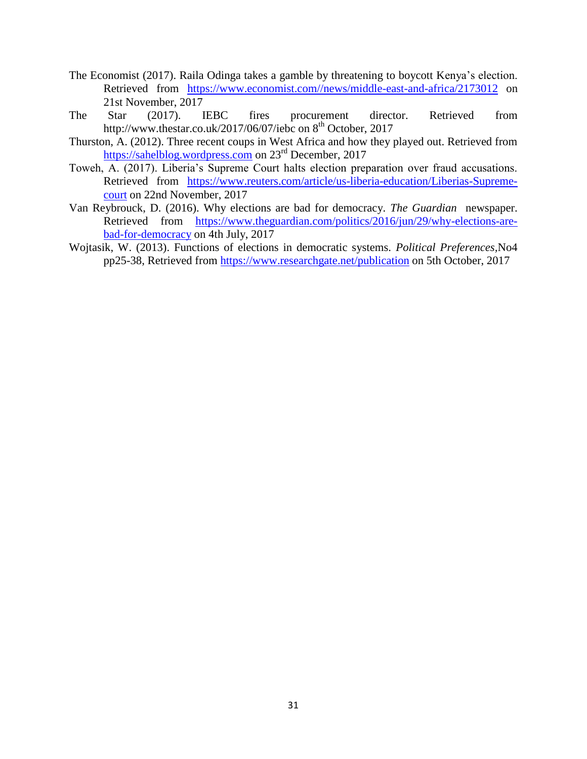The Economist (2017). Raila Odinga takes a gamble by threatening to boycott Kenya's election. Retrieved from https://www.economist.com//news/middle-east-and-africa/2173012 on 21st November, 2017

The Star (2017). IEBC fires procurement director. Retrieved from http://www.thestar.co.uk/2017/06/07/iebc on 8th October, 2017

Thurston, A. (2012). Three recent coups in West Africa and how they played out. Retrieved from https://sahelblog.wordpress.com on 23rd December, 2017

Toweh, A. (2017). Liberia's Supreme Court halts election preparation over fraud accusations. Retrieved from https://www.reuters.com/article/us-liberia-education/Liberias-Supreme-court on 22nd November, 2017

Van Reybrouck, D. (2016). Why elections are bad for democracy. *The Guardian* newspaper. Retrieved from https://www.theguardian.com/politics/2016/jun/29/why-elections-are-bad-for-democracy on 4th July, 2017

Wojtasik, W. (2013). Functions of elections in democratic systems. *Political Preferences,*No4 pp25-38, Retrieved from https://www.researchgate.net/publication on 5th October, 2017